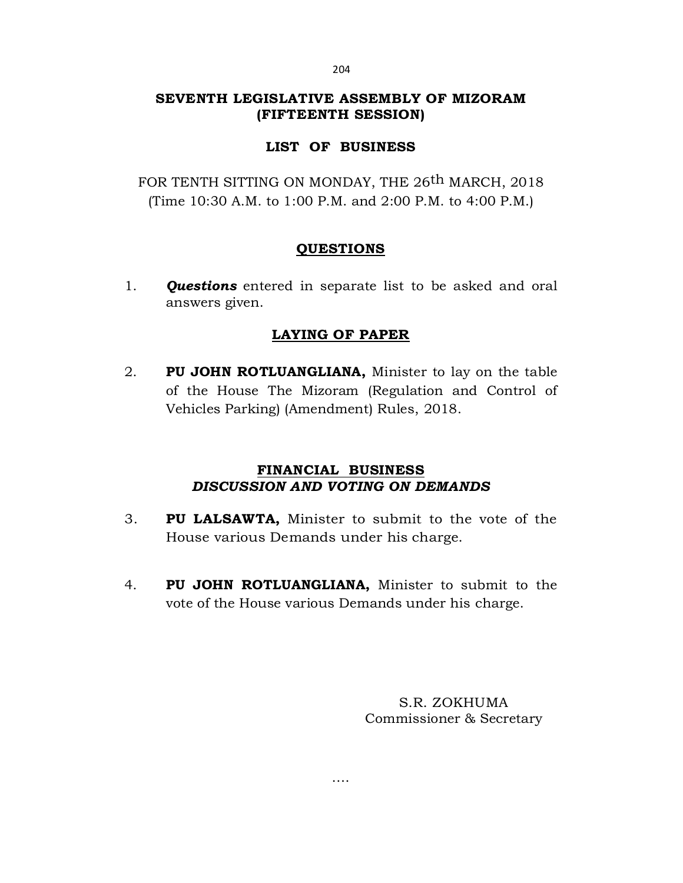# SEVENTH LEGISLATIVE ASSEMBLY OF MIZORAM (FIFTEENTH SESSION)

## LIST OF BUSINESS

FOR TENTH SITTING ON MONDAY, THE 26th MARCH, 2018
(Time 10:30 A.M. to 1:00 P.M. and 2:00 P.M. to 4:00 P.M.)

### QUESTIONS

1. ***Questions*** entered in separate list to be asked and oral answers given.

### LAYING OF PAPER

2. **PU JOHN ROTLUANGLIANA,** Minister to lay on the table of the House The Mizoram (Regulation and Control of Vehicles Parking) (Amendment) Rules, 2018.

### FINANCIAL BUSINESS
***DISCUSSION AND VOTING ON DEMANDS***

3. **PU LALSAWTA,** Minister to submit to the vote of the House various Demands under his charge.

4. **PU JOHN ROTLUANGLIANA,** Minister to submit to the vote of the House various Demands under his charge.

S.R. ZOKHUMA
Commissioner & Secretary

….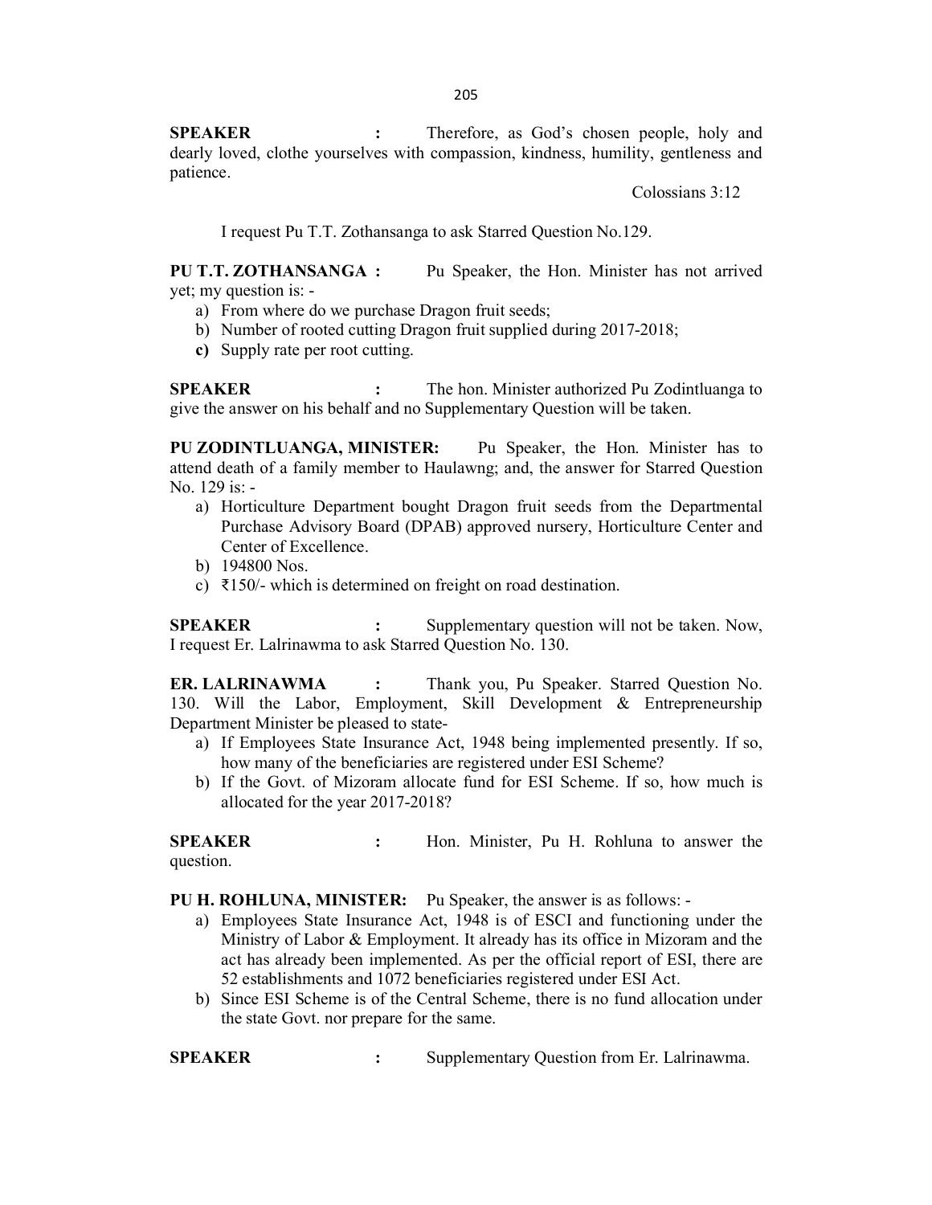**SPEAKER :** Therefore, as God's chosen people, holy and dearly loved, clothe yourselves with compassion, kindness, humility, gentleness and patience.

Colossians 3:12

I request Pu T.T. Zothansanga to ask Starred Question No.129.

**PU T.T. ZOTHANSANGA :** Pu Speaker, the Hon. Minister has not arrived yet; my question is: -

a) From where do we purchase Dragon fruit seeds;
b) Number of rooted cutting Dragon fruit supplied during 2017-2018;
**c)** Supply rate per root cutting.

**SPEAKER :** The hon. Minister authorized Pu Zodintluanga to give the answer on his behalf and no Supplementary Question will be taken.

**PU ZODINTLUANGA, MINISTER:** Pu Speaker, the Hon. Minister has to attend death of a family member to Haulawng; and, the answer for Starred Question No. 129 is: -

a) Horticulture Department bought Dragon fruit seeds from the Departmental Purchase Advisory Board (DPAB) approved nursery, Horticulture Center and Center of Excellence.
b) 194800 Nos.
c) ₹150/- which is determined on freight on road destination.

**SPEAKER :** Supplementary question will not be taken. Now, I request Er. Lalrinawma to ask Starred Question No. 130.

**ER. LALRINAWMA :** Thank you, Pu Speaker. Starred Question No. 130. Will the Labor, Employment, Skill Development & Entrepreneurship Department Minister be pleased to state-

a) If Employees State Insurance Act, 1948 being implemented presently. If so, how many of the beneficiaries are registered under ESI Scheme?
b) If the Govt. of Mizoram allocate fund for ESI Scheme. If so, how much is allocated for the year 2017-2018?

**SPEAKER :** Hon. Minister, Pu H. Rohluna to answer the question.

**PU H. ROHLUNA, MINISTER:** Pu Speaker, the answer is as follows: -

a) Employees State Insurance Act, 1948 is of ESCI and functioning under the Ministry of Labor & Employment. It already has its office in Mizoram and the act has already been implemented. As per the official report of ESI, there are 52 establishments and 1072 beneficiaries registered under ESI Act.
b) Since ESI Scheme is of the Central Scheme, there is no fund allocation under the state Govt. nor prepare for the same.

**SPEAKER :** Supplementary Question from Er. Lalrinawma.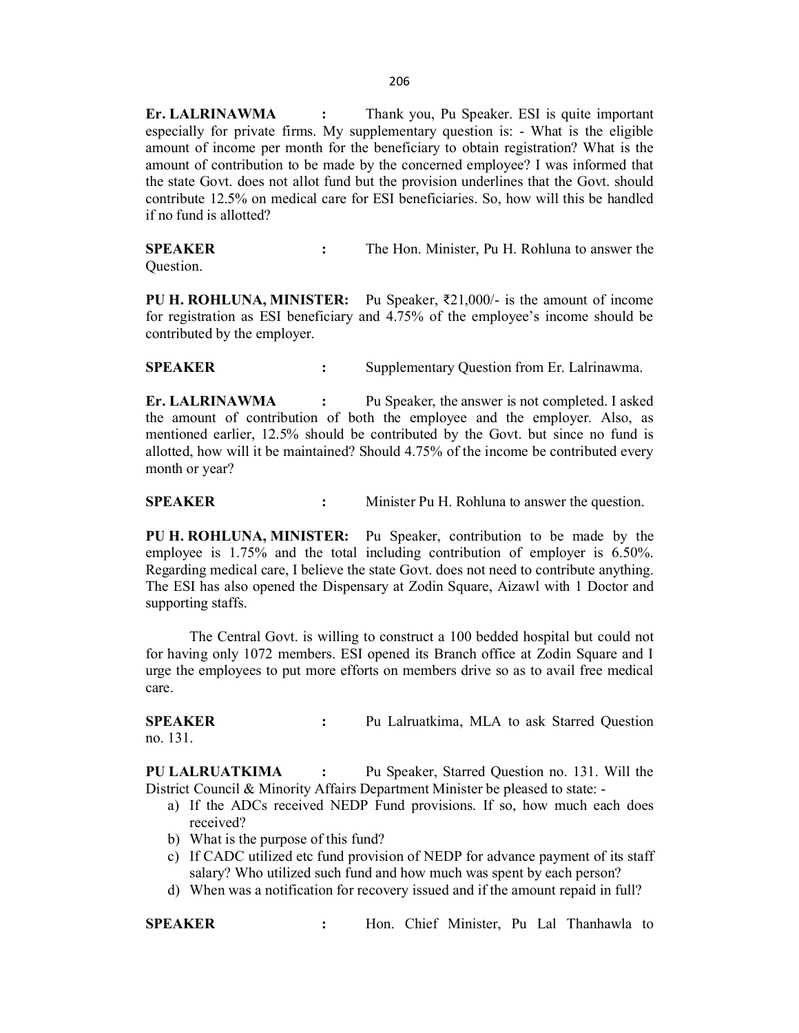**Er. LALRINAWMA :** Thank you, Pu Speaker. ESI is quite important especially for private firms. My supplementary question is: - What is the eligible amount of income per month for the beneficiary to obtain registration? What is the amount of contribution to be made by the concerned employee? I was informed that the state Govt. does not allot fund but the provision underlines that the Govt. should contribute 12.5% on medical care for ESI beneficiaries. So, how will this be handled if no fund is allotted?

**SPEAKER :** The Hon. Minister, Pu H. Rohluna to answer the Question.

**PU H. ROHLUNA, MINISTER:** Pu Speaker, ₹21,000/- is the amount of income for registration as ESI beneficiary and 4.75% of the employee's income should be contributed by the employer.

**SPEAKER :** Supplementary Question from Er. Lalrinawma.

**Er. LALRINAWMA :** Pu Speaker, the answer is not completed. I asked the amount of contribution of both the employee and the employer. Also, as mentioned earlier, 12.5% should be contributed by the Govt. but since no fund is allotted, how will it be maintained? Should 4.75% of the income be contributed every month or year?

**SPEAKER :** Minister Pu H. Rohluna to answer the question.

**PU H. ROHLUNA, MINISTER:** Pu Speaker, contribution to be made by the employee is 1.75% and the total including contribution of employer is 6.50%. Regarding medical care, I believe the state Govt. does not need to contribute anything. The ESI has also opened the Dispensary at Zodin Square, Aizawl with 1 Doctor and supporting staffs.

The Central Govt. is willing to construct a 100 bedded hospital but could not for having only 1072 members. ESI opened its Branch office at Zodin Square and I urge the employees to put more efforts on members drive so as to avail free medical care.

**SPEAKER :** Pu Lalruatkima, MLA to ask Starred Question no. 131.

**PU LALRUATKIMA :** Pu Speaker, Starred Question no. 131. Will the District Council & Minority Affairs Department Minister be pleased to state: -

a) If the ADCs received NEDP Fund provisions. If so, how much each does received?
b) What is the purpose of this fund?
c) If CADC utilized etc fund provision of NEDP for advance payment of its staff salary? Who utilized such fund and how much was spent by each person?
d) When was a notification for recovery issued and if the amount repaid in full?

**SPEAKER :** Hon. Chief Minister, Pu Lal Thanhawla to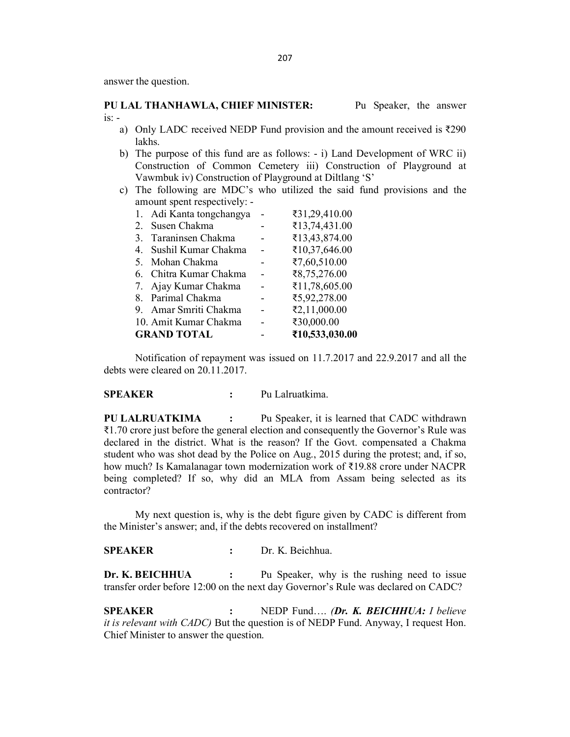answer the question.

**PU LAL THANHAWLA, CHIEF MINISTER:** Pu Speaker, the answer is: -

a) Only LADC received NEDP Fund provision and the amount received is ₹290 lakhs.
b) The purpose of this fund are as follows: - i) Land Development of WRC ii) Construction of Common Cemetery iii) Construction of Playground at Vawmbuk iv) Construction of Playground at Diltlang 'S'
c) The following are MDC's who utilized the said fund provisions and the amount spent respectively: -

| | | |
|---|---|---|
| 1. Adi Kanta tongchangya | - | ₹31,29,410.00 |
| 2. Susen Chakma | - | ₹13,74,431.00 |
| 3. Taraninsen Chakma | - | ₹13,43,874.00 |
| 4. Sushil Kumar Chakma | - | ₹10,37,646.00 |
| 5. Mohan Chakma | - | ₹7,60,510.00 |
| 6. Chitra Kumar Chakma | - | ₹8,75,276.00 |
| 7. Ajay Kumar Chakma | - | ₹11,78,605.00 |
| 8. Parimal Chakma | - | ₹5,92,278.00 |
| 9. Amar Smriti Chakma | - | ₹2,11,000.00 |
| 10. Amit Kumar Chakma | - | ₹30,000.00 |
| **GRAND TOTAL** | - | **₹10,533,030.00** |

Notification of repayment was issued on 11.7.2017 and 22.9.2017 and all the debts were cleared on 20.11.2017.

**SPEAKER :** Pu Lalruatkima.

**PU LALRUATKIMA :** Pu Speaker, it is learned that CADC withdrawn ₹1.70 crore just before the general election and consequently the Governor's Rule was declared in the district. What is the reason? If the Govt. compensated a Chakma student who was shot dead by the Police on Aug., 2015 during the protest; and, if so, how much? Is Kamalanagar town modernization work of ₹19.88 crore under NACPR being completed? If so, why did an MLA from Assam being selected as its contractor?

My next question is, why is the debt figure given by CADC is different from the Minister's answer; and, if the debts recovered on installment?

**SPEAKER :** Dr. K. Beichhua.

**Dr. K. BEICHHUA :** Pu Speaker, why is the rushing need to issue transfer order before 12:00 on the next day Governor's Rule was declared on CADC?

**SPEAKER :** NEDP Fund…. *(**Dr. K. BEICHHUA:** I believe it is relevant with CADC)* But the question is of NEDP Fund. Anyway, I request Hon. Chief Minister to answer the question.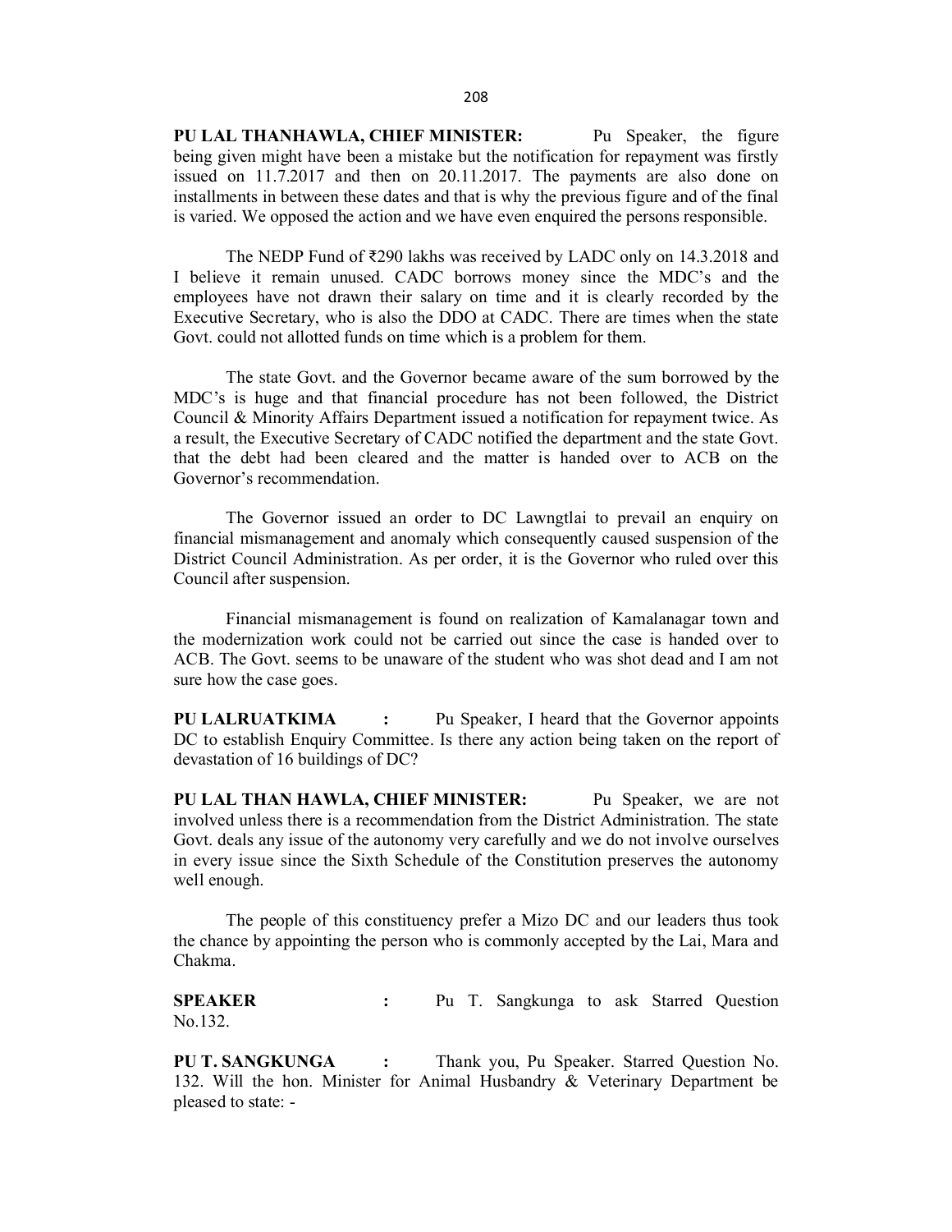**PU LAL THANHAWLA, CHIEF MINISTER:** Pu Speaker, the figure being given might have been a mistake but the notification for repayment was firstly issued on 11.7.2017 and then on 20.11.2017. The payments are also done on installments in between these dates and that is why the previous figure and of the final is varied. We opposed the action and we have even enquired the persons responsible.

The NEDP Fund of ₹290 lakhs was received by LADC only on 14.3.2018 and I believe it remain unused. CADC borrows money since the MDC's and the employees have not drawn their salary on time and it is clearly recorded by the Executive Secretary, who is also the DDO at CADC. There are times when the state Govt. could not allotted funds on time which is a problem for them.

The state Govt. and the Governor became aware of the sum borrowed by the MDC's is huge and that financial procedure has not been followed, the District Council & Minority Affairs Department issued a notification for repayment twice. As a result, the Executive Secretary of CADC notified the department and the state Govt. that the debt had been cleared and the matter is handed over to ACB on the Governor's recommendation.

The Governor issued an order to DC Lawngtlai to prevail an enquiry on financial mismanagement and anomaly which consequently caused suspension of the District Council Administration. As per order, it is the Governor who ruled over this Council after suspension.

Financial mismanagement is found on realization of Kamalanagar town and the modernization work could not be carried out since the case is handed over to ACB. The Govt. seems to be unaware of the student who was shot dead and I am not sure how the case goes.

**PU LALRUATKIMA :** Pu Speaker, I heard that the Governor appoints DC to establish Enquiry Committee. Is there any action being taken on the report of devastation of 16 buildings of DC?

**PU LAL THAN HAWLA, CHIEF MINISTER:** Pu Speaker, we are not involved unless there is a recommendation from the District Administration. The state Govt. deals any issue of the autonomy very carefully and we do not involve ourselves in every issue since the Sixth Schedule of the Constitution preserves the autonomy well enough.

The people of this constituency prefer a Mizo DC and our leaders thus took the chance by appointing the person who is commonly accepted by the Lai, Mara and Chakma.

**SPEAKER :** Pu T. Sangkunga to ask Starred Question No.132.

**PU T. SANGKUNGA :** Thank you, Pu Speaker. Starred Question No. 132. Will the hon. Minister for Animal Husbandry & Veterinary Department be pleased to state: -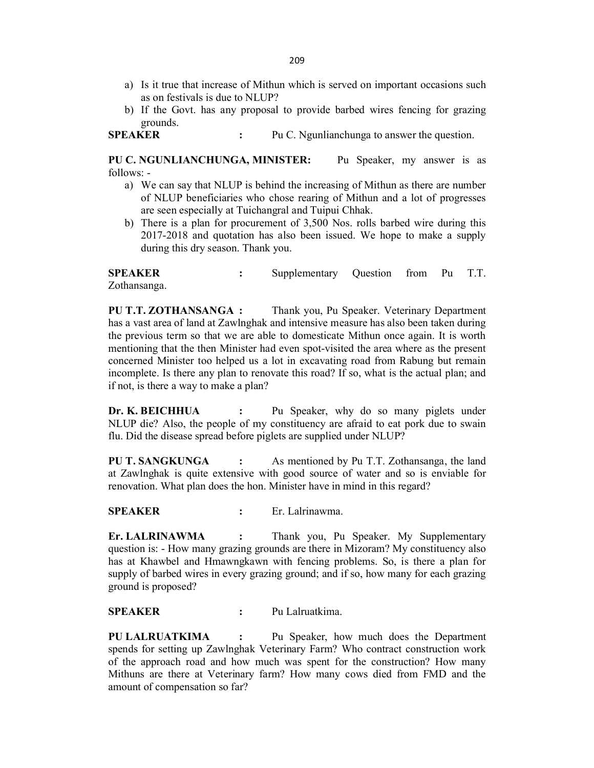a) Is it true that increase of Mithun which is served on important occasions such as on festivals is due to NLUP?
b) If the Govt. has any proposal to provide barbed wires fencing for grazing grounds.

**SPEAKER** : Pu C. Ngunlianchunga to answer the question.

**PU C. NGUNLIANCHUNGA, MINISTER:** Pu Speaker, my answer is as follows: -

a) We can say that NLUP is behind the increasing of Mithun as there are number of NLUP beneficiaries who chose rearing of Mithun and a lot of progresses are seen especially at Tuichangral and Tuipui Chhak.
b) There is a plan for procurement of 3,500 Nos. rolls barbed wire during this 2017-2018 and quotation has also been issued. We hope to make a supply during this dry season. Thank you.

**SPEAKER** : Supplementary Question from Pu T.T. Zothansanga.

**PU T.T. ZOTHANSANGA :** Thank you, Pu Speaker. Veterinary Department has a vast area of land at Zawlnghak and intensive measure has also been taken during the previous term so that we are able to domesticate Mithun once again. It is worth mentioning that the then Minister had even spot-visited the area where as the present concerned Minister too helped us a lot in excavating road from Rabung but remain incomplete. Is there any plan to renovate this road? If so, what is the actual plan; and if not, is there a way to make a plan?

**Dr. K. BEICHHUA** : Pu Speaker, why do so many piglets under NLUP die? Also, the people of my constituency are afraid to eat pork due to swain flu. Did the disease spread before piglets are supplied under NLUP?

**PU T. SANGKUNGA** : As mentioned by Pu T.T. Zothansanga, the land at Zawlnghak is quite extensive with good source of water and so is enviable for renovation. What plan does the hon. Minister have in mind in this regard?

**SPEAKER** : Er. Lalrinawma.

**Er. LALRINAWMA** : Thank you, Pu Speaker. My Supplementary question is: - How many grazing grounds are there in Mizoram? My constituency also has at Khawbel and Hmawngkawn with fencing problems. So, is there a plan for supply of barbed wires in every grazing ground; and if so, how many for each grazing ground is proposed?

**SPEAKER** : Pu Lalruatkima.

**PU LALRUATKIMA** : Pu Speaker, how much does the Department spends for setting up Zawlnghak Veterinary Farm? Who contract construction work of the approach road and how much was spent for the construction? How many Mithuns are there at Veterinary farm? How many cows died from FMD and the amount of compensation so far?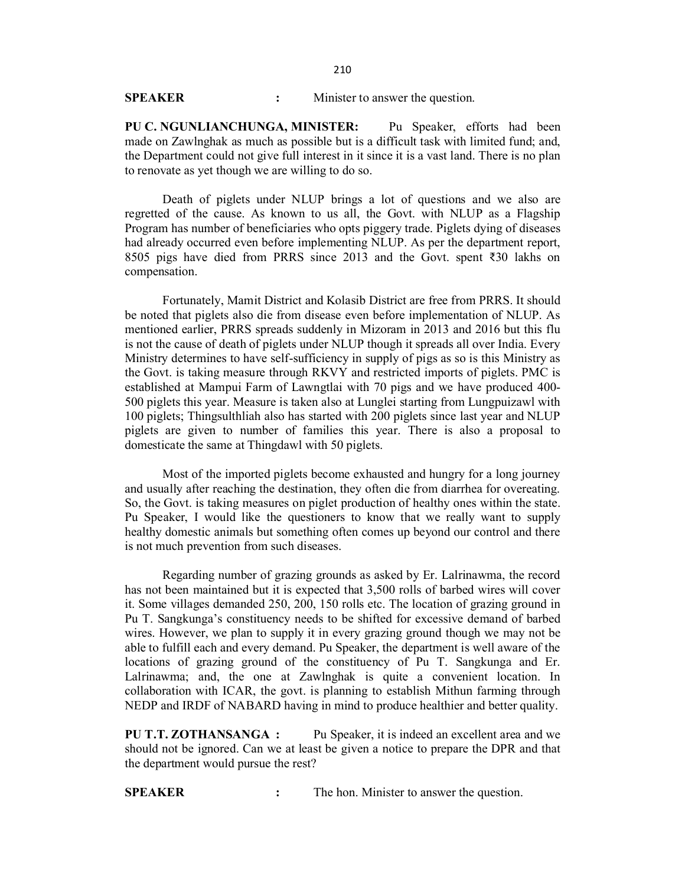**SPEAKER** : Minister to answer the question.

**PU C. NGUNLIANCHUNGA, MINISTER:** Pu Speaker, efforts had been made on Zawlnghak as much as possible but is a difficult task with limited fund; and, the Department could not give full interest in it since it is a vast land. There is no plan to renovate as yet though we are willing to do so.

Death of piglets under NLUP brings a lot of questions and we also are regretted of the cause. As known to us all, the Govt. with NLUP as a Flagship Program has number of beneficiaries who opts piggery trade. Piglets dying of diseases had already occurred even before implementing NLUP. As per the department report, 8505 pigs have died from PRRS since 2013 and the Govt. spent ₹30 lakhs on compensation.

Fortunately, Mamit District and Kolasib District are free from PRRS. It should be noted that piglets also die from disease even before implementation of NLUP. As mentioned earlier, PRRS spreads suddenly in Mizoram in 2013 and 2016 but this flu is not the cause of death of piglets under NLUP though it spreads all over India. Every Ministry determines to have self-sufficiency in supply of pigs as so is this Ministry as the Govt. is taking measure through RKVY and restricted imports of piglets. PMC is established at Mampui Farm of Lawngtlai with 70 pigs and we have produced 400-500 piglets this year. Measure is taken also at Lunglei starting from Lungpuizawl with 100 piglets; Thingsulthliah also has started with 200 piglets since last year and NLUP piglets are given to number of families this year. There is also a proposal to domesticate the same at Thingdawl with 50 piglets.

Most of the imported piglets become exhausted and hungry for a long journey and usually after reaching the destination, they often die from diarrhea for overeating. So, the Govt. is taking measures on piglet production of healthy ones within the state. Pu Speaker, I would like the questioners to know that we really want to supply healthy domestic animals but something often comes up beyond our control and there is not much prevention from such diseases.

Regarding number of grazing grounds as asked by Er. Lalrinawma, the record has not been maintained but it is expected that 3,500 rolls of barbed wires will cover it. Some villages demanded 250, 200, 150 rolls etc. The location of grazing ground in Pu T. Sangkunga's constituency needs to be shifted for excessive demand of barbed wires. However, we plan to supply it in every grazing ground though we may not be able to fulfill each and every demand. Pu Speaker, the department is well aware of the locations of grazing ground of the constituency of Pu T. Sangkunga and Er. Lalrinawma; and, the one at Zawlnghak is quite a convenient location. In collaboration with ICAR, the govt. is planning to establish Mithun farming through NEDP and IRDF of NABARD having in mind to produce healthier and better quality.

**PU T.T. ZOTHANSANGA :** Pu Speaker, it is indeed an excellent area and we should not be ignored. Can we at least be given a notice to prepare the DPR and that the department would pursue the rest?

**SPEAKER** : The hon. Minister to answer the question.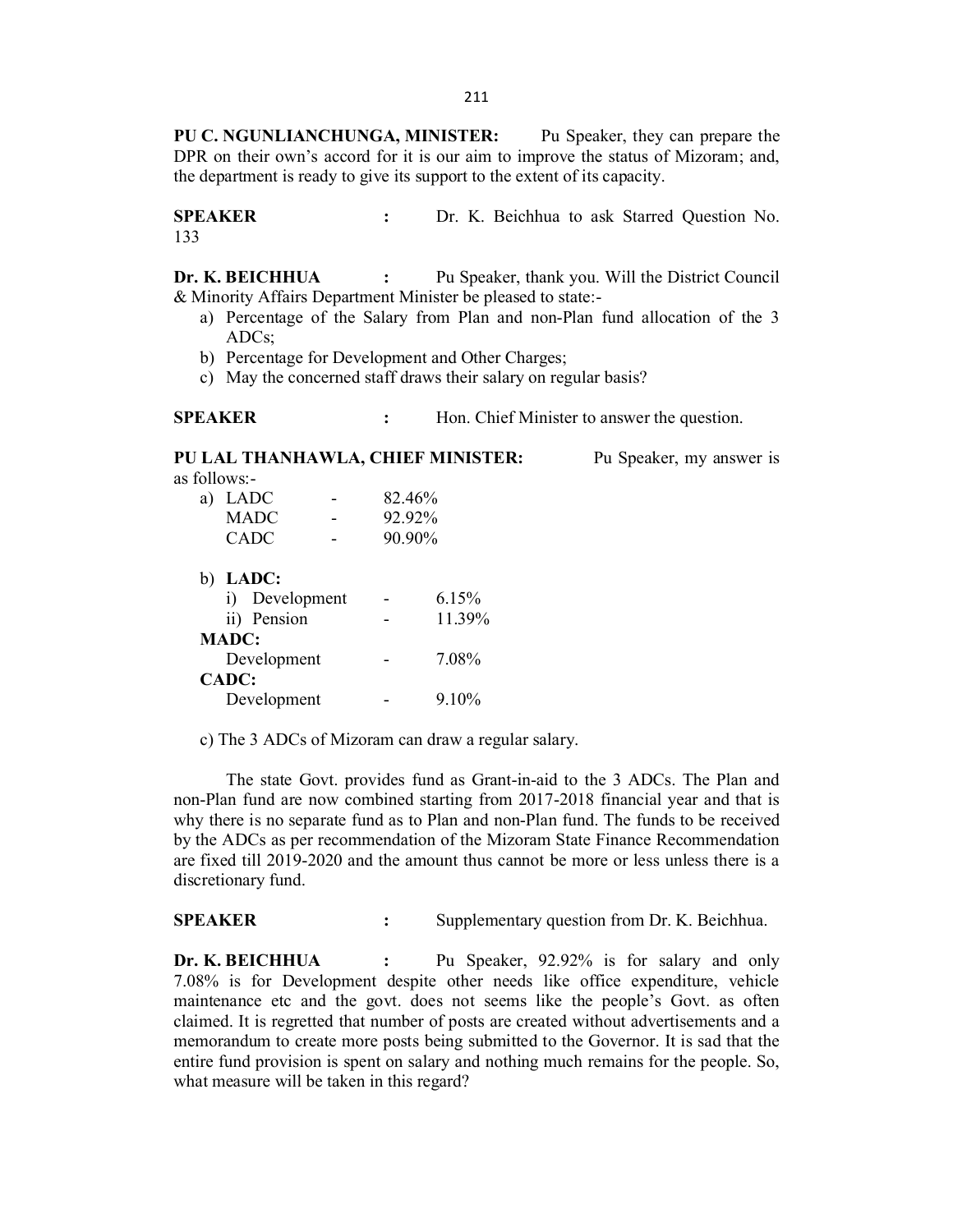**PU C. NGUNLIANCHUNGA, MINISTER:** Pu Speaker, they can prepare the DPR on their own's accord for it is our aim to improve the status of Mizoram; and, the department is ready to give its support to the extent of its capacity.

**SPEAKER** : Dr. K. Beichhua to ask Starred Question No. 133

**Dr. K. BEICHHUA** : Pu Speaker, thank you. Will the District Council & Minority Affairs Department Minister be pleased to state:-

a) Percentage of the Salary from Plan and non-Plan fund allocation of the 3 ADCs;
b) Percentage for Development and Other Charges;
c) May the concerned staff draws their salary on regular basis?

**SPEAKER** : Hon. Chief Minister to answer the question.

**PU LAL THANHAWLA, CHIEF MINISTER:** Pu Speaker, my answer is as follows:-

a) LADC - 82.46%
   MADC - 92.92%
   CADC - 90.90%

b) **LADC:**
   i) Development - 6.15%
   ii) Pension - 11.39%

   **MADC:**
   Development - 7.08%

   **CADC:**
   Development - 9.10%

c) The 3 ADCs of Mizoram can draw a regular salary.

The state Govt. provides fund as Grant-in-aid to the 3 ADCs. The Plan and non-Plan fund are now combined starting from 2017-2018 financial year and that is why there is no separate fund as to Plan and non-Plan fund. The funds to be received by the ADCs as per recommendation of the Mizoram State Finance Recommendation are fixed till 2019-2020 and the amount thus cannot be more or less unless there is a discretionary fund.

**SPEAKER** : Supplementary question from Dr. K. Beichhua.

**Dr. K. BEICHHUA** : Pu Speaker, 92.92% is for salary and only 7.08% is for Development despite other needs like office expenditure, vehicle maintenance etc and the govt. does not seems like the people's Govt. as often claimed. It is regretted that number of posts are created without advertisements and a memorandum to create more posts being submitted to the Governor. It is sad that the entire fund provision is spent on salary and nothing much remains for the people. So, what measure will be taken in this regard?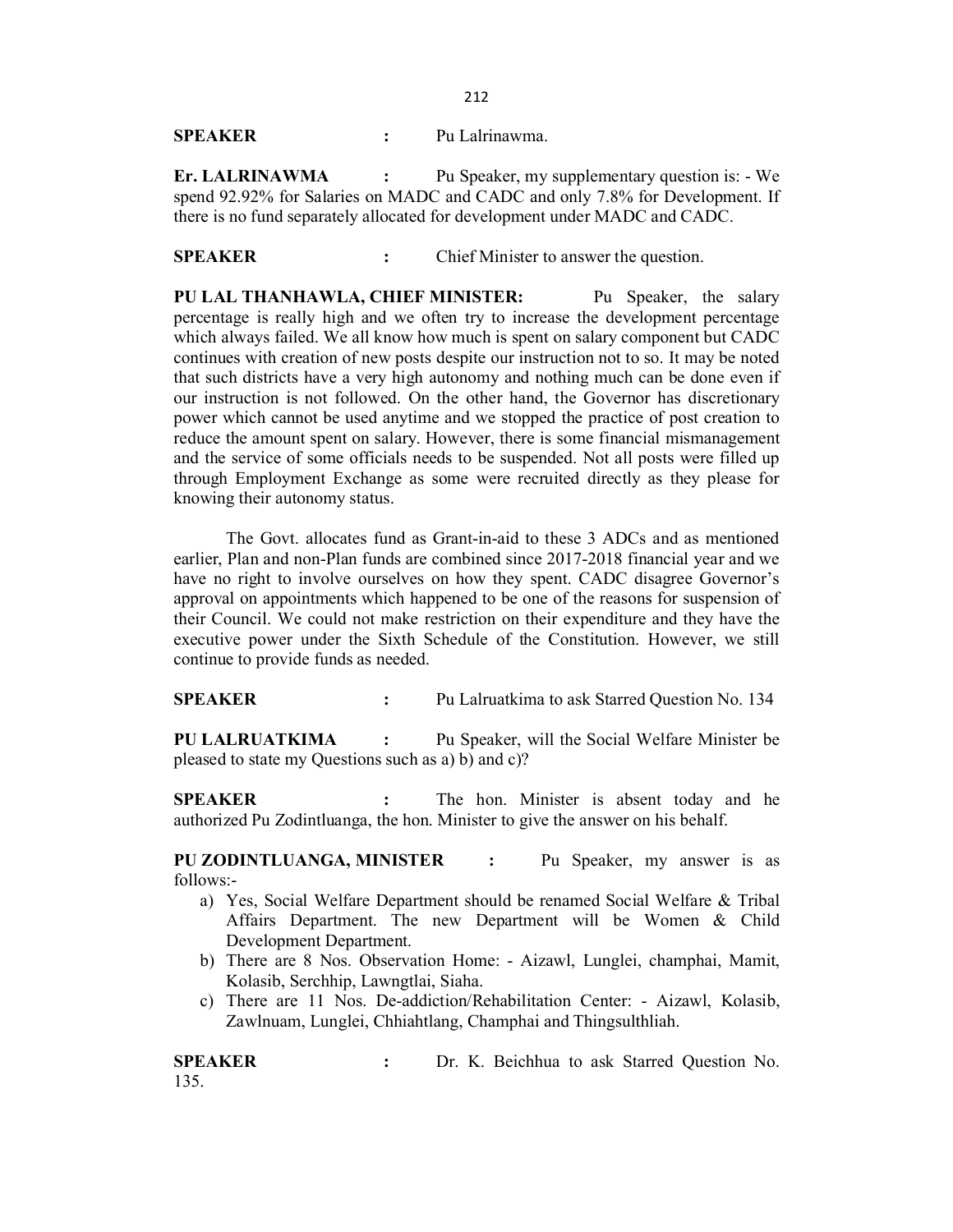**SPEAKER** : Pu Lalrinawma.

**Er. LALRINAWMA** : Pu Speaker, my supplementary question is: - We spend 92.92% for Salaries on MADC and CADC and only 7.8% for Development. If there is no fund separately allocated for development under MADC and CADC.

**SPEAKER** : Chief Minister to answer the question.

**PU LAL THANHAWLA, CHIEF MINISTER:** Pu Speaker, the salary percentage is really high and we often try to increase the development percentage which always failed. We all know how much is spent on salary component but CADC continues with creation of new posts despite our instruction not to so. It may be noted that such districts have a very high autonomy and nothing much can be done even if our instruction is not followed. On the other hand, the Governor has discretionary power which cannot be used anytime and we stopped the practice of post creation to reduce the amount spent on salary. However, there is some financial mismanagement and the service of some officials needs to be suspended. Not all posts were filled up through Employment Exchange as some were recruited directly as they please for knowing their autonomy status.

The Govt. allocates fund as Grant-in-aid to these 3 ADCs and as mentioned earlier, Plan and non-Plan funds are combined since 2017-2018 financial year and we have no right to involve ourselves on how they spent. CADC disagree Governor's approval on appointments which happened to be one of the reasons for suspension of their Council. We could not make restriction on their expenditure and they have the executive power under the Sixth Schedule of the Constitution. However, we still continue to provide funds as needed.

**SPEAKER** : Pu Lalruatkima to ask Starred Question No. 134

**PU LALRUATKIMA** : Pu Speaker, will the Social Welfare Minister be pleased to state my Questions such as a) b) and c)?

**SPEAKER** : The hon. Minister is absent today and he authorized Pu Zodintluanga, the hon. Minister to give the answer on his behalf.

**PU ZODINTLUANGA, MINISTER** : Pu Speaker, my answer is as follows:-

a) Yes, Social Welfare Department should be renamed Social Welfare & Tribal Affairs Department. The new Department will be Women & Child Development Department.
b) There are 8 Nos. Observation Home: - Aizawl, Lunglei, champhai, Mamit, Kolasib, Serchhip, Lawngtlai, Siaha.
c) There are 11 Nos. De-addiction/Rehabilitation Center: - Aizawl, Kolasib, Zawlnuam, Lunglei, Chhiahtlang, Champhai and Thingsulthliah.

**SPEAKER** : Dr. K. Beichhua to ask Starred Question No. 135.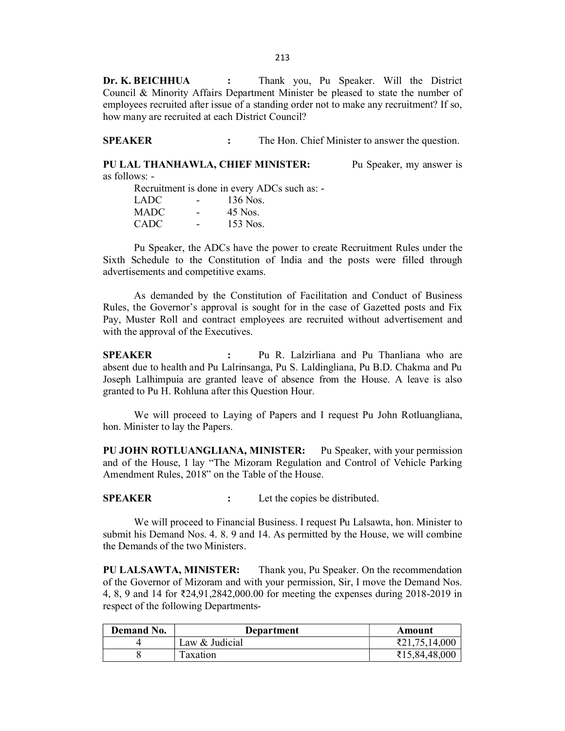**Dr. K. BEICHHUA :** Thank you, Pu Speaker. Will the District Council & Minority Affairs Department Minister be pleased to state the number of employees recruited after issue of a standing order not to make any recruitment? If so, how many are recruited at each District Council?

**SPEAKER :** The Hon. Chief Minister to answer the question.

**PU LAL THANHAWLA, CHIEF MINISTER:** Pu Speaker, my answer is as follows: -

Recruitment is done in every ADCs such as: -

LADC - 136 Nos.
MADC - 45 Nos.
CADC - 153 Nos.

Pu Speaker, the ADCs have the power to create Recruitment Rules under the Sixth Schedule to the Constitution of India and the posts were filled through advertisements and competitive exams.

As demanded by the Constitution of Facilitation and Conduct of Business Rules, the Governor's approval is sought for in the case of Gazetted posts and Fix Pay, Muster Roll and contract employees are recruited without advertisement and with the approval of the Executives.

**SPEAKER :** Pu R. Lalzirliana and Pu Thanliana who are absent due to health and Pu Lalrinsanga, Pu S. Laldingliana, Pu B.D. Chakma and Pu Joseph Lalhimpuia are granted leave of absence from the House. A leave is also granted to Pu H. Rohluna after this Question Hour.

We will proceed to Laying of Papers and I request Pu John Rotluangliana, hon. Minister to lay the Papers.

**PU JOHN ROTLUANGLIANA, MINISTER:** Pu Speaker, with your permission and of the House, I lay "The Mizoram Regulation and Control of Vehicle Parking Amendment Rules, 2018" on the Table of the House.

**SPEAKER :** Let the copies be distributed.

We will proceed to Financial Business. I request Pu Lalsawta, hon. Minister to submit his Demand Nos. 4. 8. 9 and 14. As permitted by the House, we will combine the Demands of the two Ministers.

**PU LALSAWTA, MINISTER:** Thank you, Pu Speaker. On the recommendation of the Governor of Mizoram and with your permission, Sir, I move the Demand Nos. 4, 8, 9 and 14 for ₹24,91,2842,000.00 for meeting the expenses during 2018-2019 in respect of the following Departments-

| Demand No. | Department | Amount |
|---|---|---|
| 4 | Law & Judicial | ₹21,75,14,000 |
| 8 | Taxation | ₹15,84,48,000 |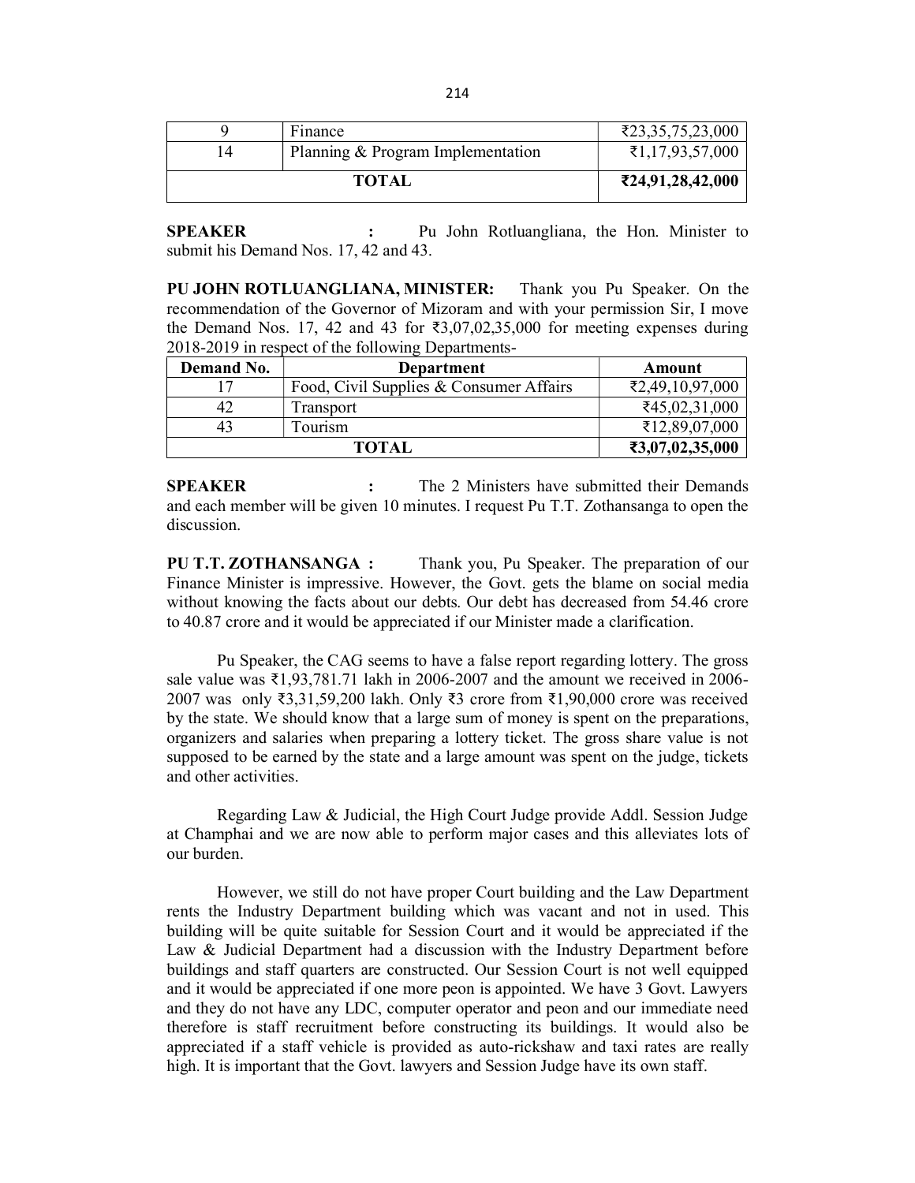| 9 | Finance | ₹23,35,75,23,000 |
|---|---|---|
| 14 | Planning & Program Implementation | ₹1,17,93,57,000 |
| **TOTAL** | | **₹24,91,28,42,000** |

**SPEAKER :** Pu John Rotluangliana, the Hon. Minister to submit his Demand Nos. 17, 42 and 43.

**PU JOHN ROTLUANGLIANA, MINISTER:** Thank you Pu Speaker. On the recommendation of the Governor of Mizoram and with your permission Sir, I move the Demand Nos. 17, 42 and 43 for ₹3,07,02,35,000 for meeting expenses during 2018-2019 in respect of the following Departments-

| Demand No. | Department | Amount |
|---|---|---|
| 17 | Food, Civil Supplies & Consumer Affairs | ₹2,49,10,97,000 |
| 42 | Transport | ₹45,02,31,000 |
| 43 | Tourism | ₹12,89,07,000 |
| **TOTAL** | | **₹3,07,02,35,000** |

**SPEAKER :** The 2 Ministers have submitted their Demands and each member will be given 10 minutes. I request Pu T.T. Zothansanga to open the discussion.

**PU T.T. ZOTHANSANGA :** Thank you, Pu Speaker. The preparation of our Finance Minister is impressive. However, the Govt. gets the blame on social media without knowing the facts about our debts. Our debt has decreased from 54.46 crore to 40.87 crore and it would be appreciated if our Minister made a clarification.

Pu Speaker, the CAG seems to have a false report regarding lottery. The gross sale value was ₹1,93,781.71 lakh in 2006-2007 and the amount we received in 2006-2007 was only ₹3,31,59,200 lakh. Only ₹3 crore from ₹1,90,000 crore was received by the state. We should know that a large sum of money is spent on the preparations, organizers and salaries when preparing a lottery ticket. The gross share value is not supposed to be earned by the state and a large amount was spent on the judge, tickets and other activities.

Regarding Law & Judicial, the High Court Judge provide Addl. Session Judge at Champhai and we are now able to perform major cases and this alleviates lots of our burden.

However, we still do not have proper Court building and the Law Department rents the Industry Department building which was vacant and not in used. This building will be quite suitable for Session Court and it would be appreciated if the Law & Judicial Department had a discussion with the Industry Department before buildings and staff quarters are constructed. Our Session Court is not well equipped and it would be appreciated if one more peon is appointed. We have 3 Govt. Lawyers and they do not have any LDC, computer operator and peon and our immediate need therefore is staff recruitment before constructing its buildings. It would also be appreciated if a staff vehicle is provided as auto-rickshaw and taxi rates are really high. It is important that the Govt. lawyers and Session Judge have its own staff.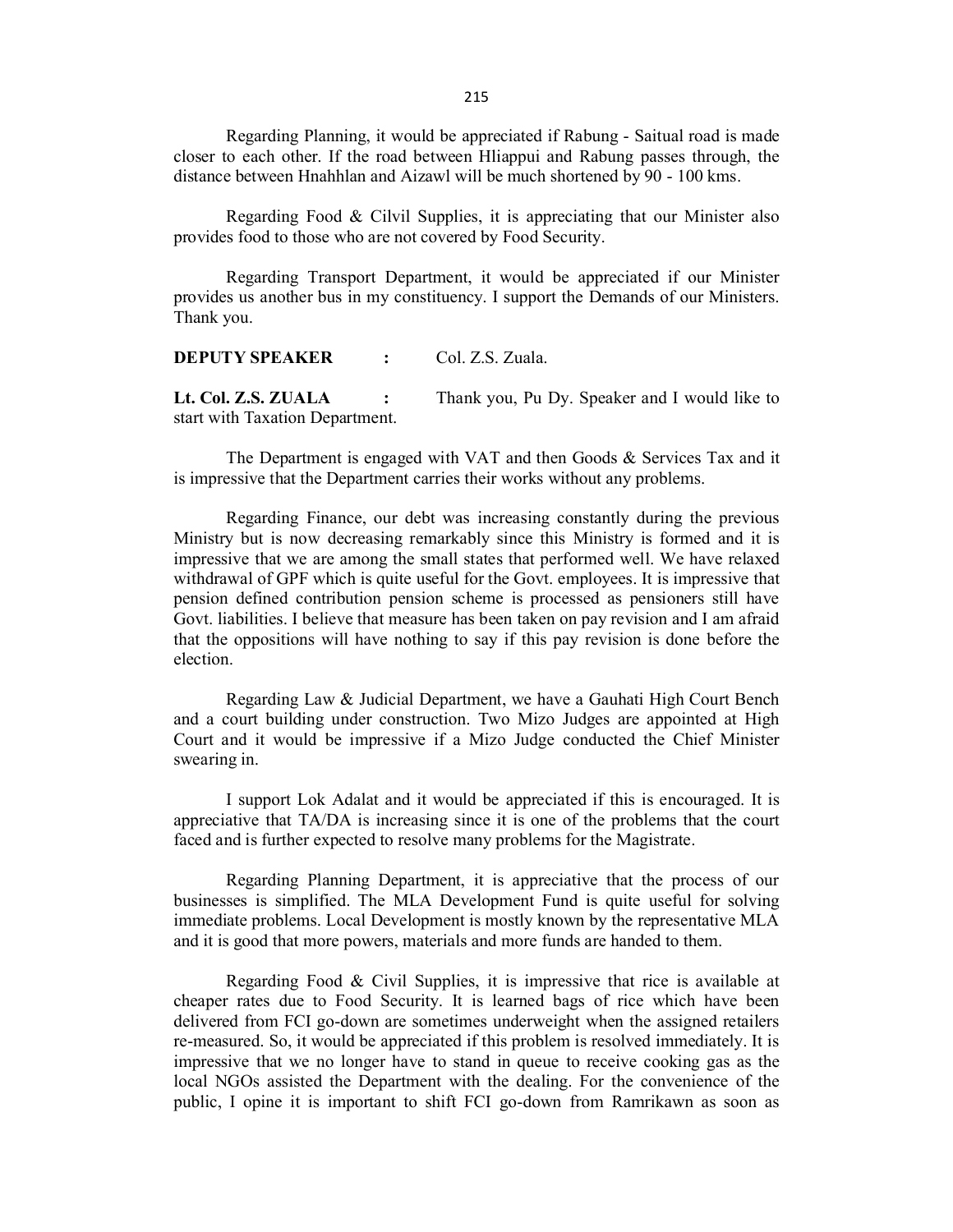Regarding Planning, it would be appreciated if Rabung - Saitual road is made closer to each other. If the road between Hliappui and Rabung passes through, the distance between Hnahhlan and Aizawl will be much shortened by 90 - 100 kms.

Regarding Food & Cilvil Supplies, it is appreciating that our Minister also provides food to those who are not covered by Food Security.

Regarding Transport Department, it would be appreciated if our Minister provides us another bus in my constituency. I support the Demands of our Ministers. Thank you.

**DEPUTY SPEAKER :** Col. Z.S. Zuala.

**Lt. Col. Z.S. ZUALA :** Thank you, Pu Dy. Speaker and I would like to start with Taxation Department.

The Department is engaged with VAT and then Goods & Services Tax and it is impressive that the Department carries their works without any problems.

Regarding Finance, our debt was increasing constantly during the previous Ministry but is now decreasing remarkably since this Ministry is formed and it is impressive that we are among the small states that performed well. We have relaxed withdrawal of GPF which is quite useful for the Govt. employees. It is impressive that pension defined contribution pension scheme is processed as pensioners still have Govt. liabilities. I believe that measure has been taken on pay revision and I am afraid that the oppositions will have nothing to say if this pay revision is done before the election.

Regarding Law & Judicial Department, we have a Gauhati High Court Bench and a court building under construction. Two Mizo Judges are appointed at High Court and it would be impressive if a Mizo Judge conducted the Chief Minister swearing in.

I support Lok Adalat and it would be appreciated if this is encouraged. It is appreciative that TA/DA is increasing since it is one of the problems that the court faced and is further expected to resolve many problems for the Magistrate.

Regarding Planning Department, it is appreciative that the process of our businesses is simplified. The MLA Development Fund is quite useful for solving immediate problems. Local Development is mostly known by the representative MLA and it is good that more powers, materials and more funds are handed to them.

Regarding Food & Civil Supplies, it is impressive that rice is available at cheaper rates due to Food Security. It is learned bags of rice which have been delivered from FCI go-down are sometimes underweight when the assigned retailers re-measured. So, it would be appreciated if this problem is resolved immediately. It is impressive that we no longer have to stand in queue to receive cooking gas as the local NGOs assisted the Department with the dealing. For the convenience of the public, I opine it is important to shift FCI go-down from Ramrikawn as soon as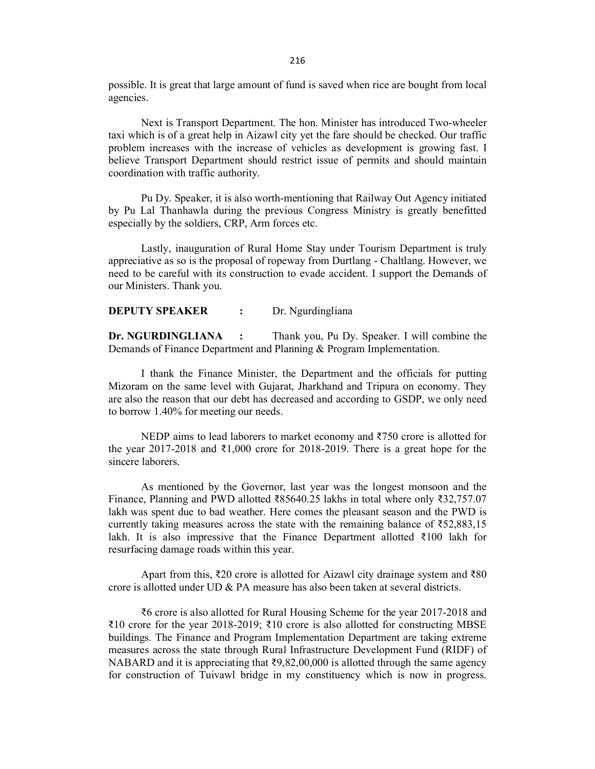possible. It is great that large amount of fund is saved when rice are bought from local agencies.

Next is Transport Department. The hon. Minister has introduced Two-wheeler taxi which is of a great help in Aizawl city yet the fare should be checked. Our traffic problem increases with the increase of vehicles as development is growing fast. I believe Transport Department should restrict issue of permits and should maintain coordination with traffic authority.

Pu Dy. Speaker, it is also worth-mentioning that Railway Out Agency initiated by Pu Lal Thanhawla during the previous Congress Ministry is greatly benefitted especially by the soldiers, CRP, Arm forces etc.

Lastly, inauguration of Rural Home Stay under Tourism Department is truly appreciative as so is the proposal of ropeway from Durtlang - Chaltlang. However, we need to be careful with its construction to evade accident. I support the Demands of our Ministers. Thank you.

**DEPUTY SPEAKER :** Dr. Ngurdingliana

**Dr. NGURDINGLIANA :** Thank you, Pu Dy. Speaker. I will combine the Demands of Finance Department and Planning & Program Implementation.

I thank the Finance Minister, the Department and the officials for putting Mizoram on the same level with Gujarat, Jharkhand and Tripura on economy. They are also the reason that our debt has decreased and according to GSDP, we only need to borrow 1.40% for meeting our needs.

NEDP aims to lead laborers to market economy and ₹750 crore is allotted for the year 2017-2018 and ₹1,000 crore for 2018-2019. There is a great hope for the sincere laborers.

As mentioned by the Governor, last year was the longest monsoon and the Finance, Planning and PWD allotted ₹85640.25 lakhs in total where only ₹32,757.07 lakh was spent due to bad weather. Here comes the pleasant season and the PWD is currently taking measures across the state with the remaining balance of ₹52,883,15 lakh. It is also impressive that the Finance Department allotted ₹100 lakh for resurfacing damage roads within this year.

Apart from this, ₹20 crore is allotted for Aizawl city drainage system and ₹80 crore is allotted under UD & PA measure has also been taken at several districts.

₹6 crore is also allotted for Rural Housing Scheme for the year 2017-2018 and ₹10 crore for the year 2018-2019; ₹10 crore is also allotted for constructing MBSE buildings. The Finance and Program Implementation Department are taking extreme measures across the state through Rural Infrastructure Development Fund (RIDF) of NABARD and it is appreciating that ₹9,82,00,000 is allotted through the same agency for construction of Tuivawl bridge in my constituency which is now in progress.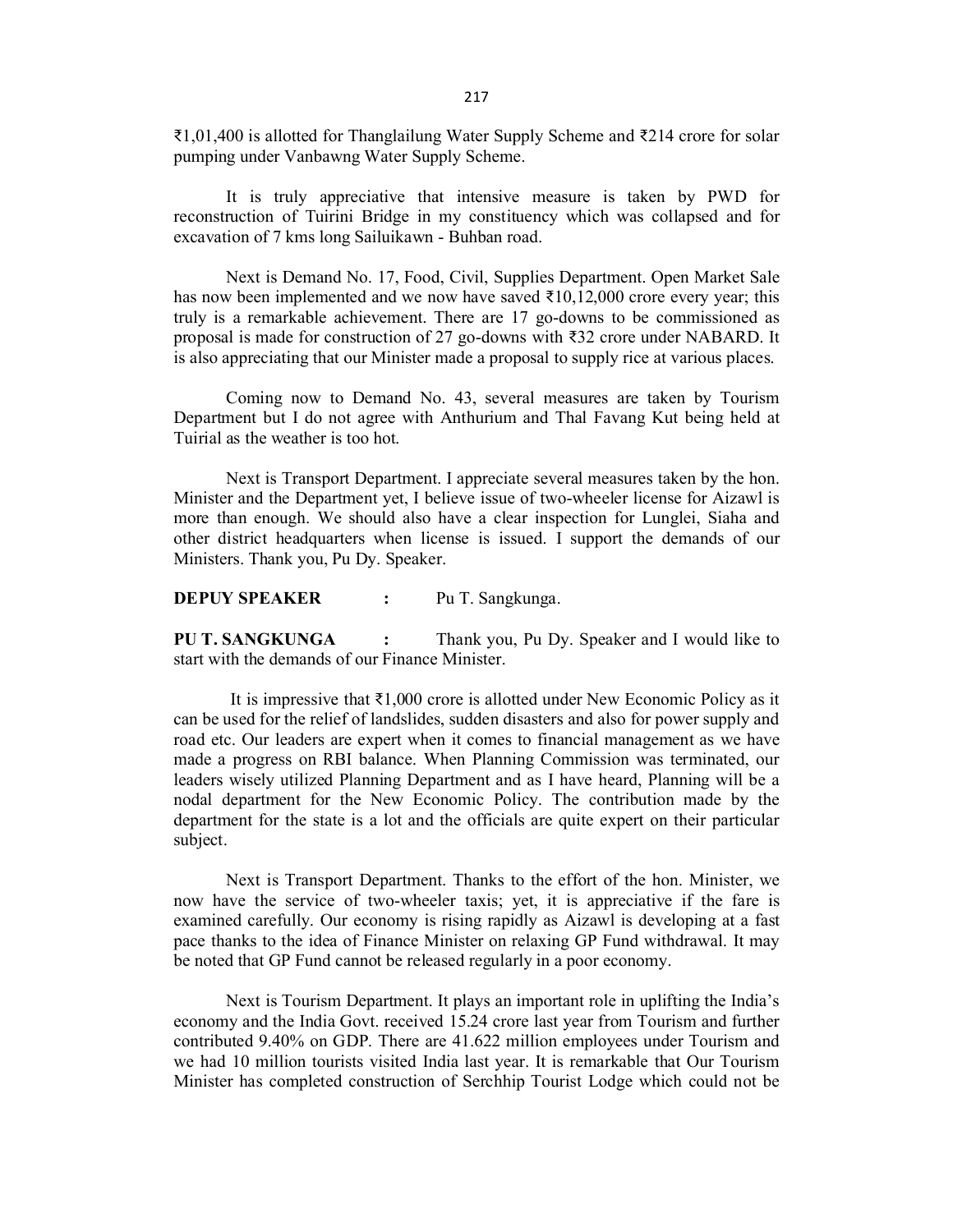₹1,01,400 is allotted for Thanglailung Water Supply Scheme and ₹214 crore for solar pumping under Vanbawng Water Supply Scheme.

It is truly appreciative that intensive measure is taken by PWD for reconstruction of Tuirini Bridge in my constituency which was collapsed and for excavation of 7 kms long Sailuikawn - Buhban road.

Next is Demand No. 17, Food, Civil, Supplies Department. Open Market Sale has now been implemented and we now have saved ₹10,12,000 crore every year; this truly is a remarkable achievement. There are 17 go-downs to be commissioned as proposal is made for construction of 27 go-downs with ₹32 crore under NABARD. It is also appreciating that our Minister made a proposal to supply rice at various places.

Coming now to Demand No. 43, several measures are taken by Tourism Department but I do not agree with Anthurium and Thal Favang Kut being held at Tuirial as the weather is too hot.

Next is Transport Department. I appreciate several measures taken by the hon. Minister and the Department yet, I believe issue of two-wheeler license for Aizawl is more than enough. We should also have a clear inspection for Lunglei, Siaha and other district headquarters when license is issued. I support the demands of our Ministers. Thank you, Pu Dy. Speaker.

**DEPUY SPEAKER** **:** Pu T. Sangkunga.

**PU T. SANGKUNGA** **:** Thank you, Pu Dy. Speaker and I would like to start with the demands of our Finance Minister.

It is impressive that ₹1,000 crore is allotted under New Economic Policy as it can be used for the relief of landslides, sudden disasters and also for power supply and road etc. Our leaders are expert when it comes to financial management as we have made a progress on RBI balance. When Planning Commission was terminated, our leaders wisely utilized Planning Department and as I have heard, Planning will be a nodal department for the New Economic Policy. The contribution made by the department for the state is a lot and the officials are quite expert on their particular subject.

Next is Transport Department. Thanks to the effort of the hon. Minister, we now have the service of two-wheeler taxis; yet, it is appreciative if the fare is examined carefully. Our economy is rising rapidly as Aizawl is developing at a fast pace thanks to the idea of Finance Minister on relaxing GP Fund withdrawal. It may be noted that GP Fund cannot be released regularly in a poor economy.

Next is Tourism Department. It plays an important role in uplifting the India's economy and the India Govt. received 15.24 crore last year from Tourism and further contributed 9.40% on GDP. There are 41.622 million employees under Tourism and we had 10 million tourists visited India last year. It is remarkable that Our Tourism Minister has completed construction of Serchhip Tourist Lodge which could not be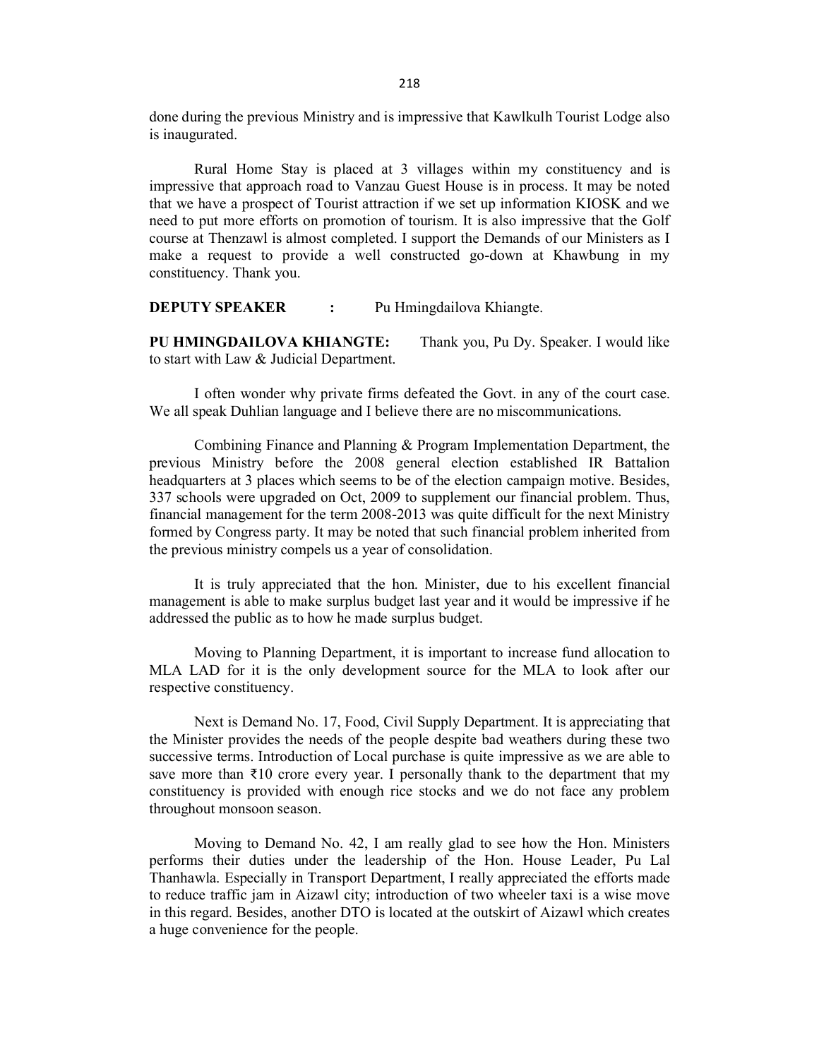done during the previous Ministry and is impressive that Kawlkulh Tourist Lodge also is inaugurated.

Rural Home Stay is placed at 3 villages within my constituency and is impressive that approach road to Vanzau Guest House is in process. It may be noted that we have a prospect of Tourist attraction if we set up information KIOSK and we need to put more efforts on promotion of tourism. It is also impressive that the Golf course at Thenzawl is almost completed. I support the Demands of our Ministers as I make a request to provide a well constructed go-down at Khawbung in my constituency. Thank you.

**DEPUTY SPEAKER :** Pu Hmingdailova Khiangte.

**PU HMINGDAILOVA KHIANGTE:** Thank you, Pu Dy. Speaker. I would like to start with Law & Judicial Department.

I often wonder why private firms defeated the Govt. in any of the court case. We all speak Duhlian language and I believe there are no miscommunications.

Combining Finance and Planning & Program Implementation Department, the previous Ministry before the 2008 general election established IR Battalion headquarters at 3 places which seems to be of the election campaign motive. Besides, 337 schools were upgraded on Oct, 2009 to supplement our financial problem. Thus, financial management for the term 2008-2013 was quite difficult for the next Ministry formed by Congress party. It may be noted that such financial problem inherited from the previous ministry compels us a year of consolidation.

It is truly appreciated that the hon. Minister, due to his excellent financial management is able to make surplus budget last year and it would be impressive if he addressed the public as to how he made surplus budget.

Moving to Planning Department, it is important to increase fund allocation to MLA LAD for it is the only development source for the MLA to look after our respective constituency.

Next is Demand No. 17, Food, Civil Supply Department. It is appreciating that the Minister provides the needs of the people despite bad weathers during these two successive terms. Introduction of Local purchase is quite impressive as we are able to save more than ₹10 crore every year. I personally thank to the department that my constituency is provided with enough rice stocks and we do not face any problem throughout monsoon season.

Moving to Demand No. 42, I am really glad to see how the Hon. Ministers performs their duties under the leadership of the Hon. House Leader, Pu Lal Thanhawla. Especially in Transport Department, I really appreciated the efforts made to reduce traffic jam in Aizawl city; introduction of two wheeler taxi is a wise move in this regard. Besides, another DTO is located at the outskirt of Aizawl which creates a huge convenience for the people.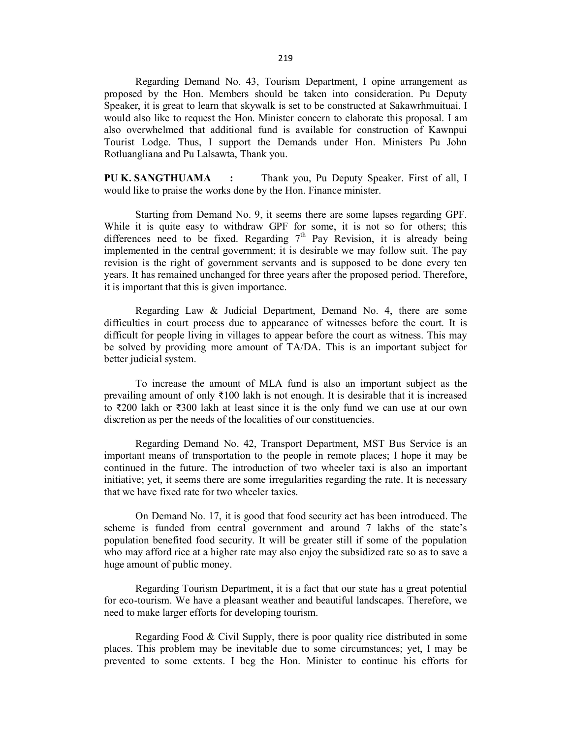Regarding Demand No. 43, Tourism Department, I opine arrangement as proposed by the Hon. Members should be taken into consideration. Pu Deputy Speaker, it is great to learn that skywalk is set to be constructed at Sakawrhmuituai. I would also like to request the Hon. Minister concern to elaborate this proposal. I am also overwhelmed that additional fund is available for construction of Kawnpui Tourist Lodge. Thus, I support the Demands under Hon. Ministers Pu John Rotluangliana and Pu Lalsawta, Thank you.

**PU K. SANGTHUAMA :** Thank you, Pu Deputy Speaker. First of all, I would like to praise the works done by the Hon. Finance minister.

Starting from Demand No. 9, it seems there are some lapses regarding GPF. While it is quite easy to withdraw GPF for some, it is not so for others; this differences need to be fixed. Regarding 7th Pay Revision, it is already being implemented in the central government; it is desirable we may follow suit. The pay revision is the right of government servants and is supposed to be done every ten years. It has remained unchanged for three years after the proposed period. Therefore, it is important that this is given importance.

Regarding Law & Judicial Department, Demand No. 4, there are some difficulties in court process due to appearance of witnesses before the court. It is difficult for people living in villages to appear before the court as witness. This may be solved by providing more amount of TA/DA. This is an important subject for better judicial system.

To increase the amount of MLA fund is also an important subject as the prevailing amount of only ₹100 lakh is not enough. It is desirable that it is increased to ₹200 lakh or ₹300 lakh at least since it is the only fund we can use at our own discretion as per the needs of the localities of our constituencies.

Regarding Demand No. 42, Transport Department, MST Bus Service is an important means of transportation to the people in remote places; I hope it may be continued in the future. The introduction of two wheeler taxi is also an important initiative; yet, it seems there are some irregularities regarding the rate. It is necessary that we have fixed rate for two wheeler taxies.

On Demand No. 17, it is good that food security act has been introduced. The scheme is funded from central government and around 7 lakhs of the state's population benefited food security. It will be greater still if some of the population who may afford rice at a higher rate may also enjoy the subsidized rate so as to save a huge amount of public money.

Regarding Tourism Department, it is a fact that our state has a great potential for eco-tourism. We have a pleasant weather and beautiful landscapes. Therefore, we need to make larger efforts for developing tourism.

Regarding Food & Civil Supply, there is poor quality rice distributed in some places. This problem may be inevitable due to some circumstances; yet, I may be prevented to some extents. I beg the Hon. Minister to continue his efforts for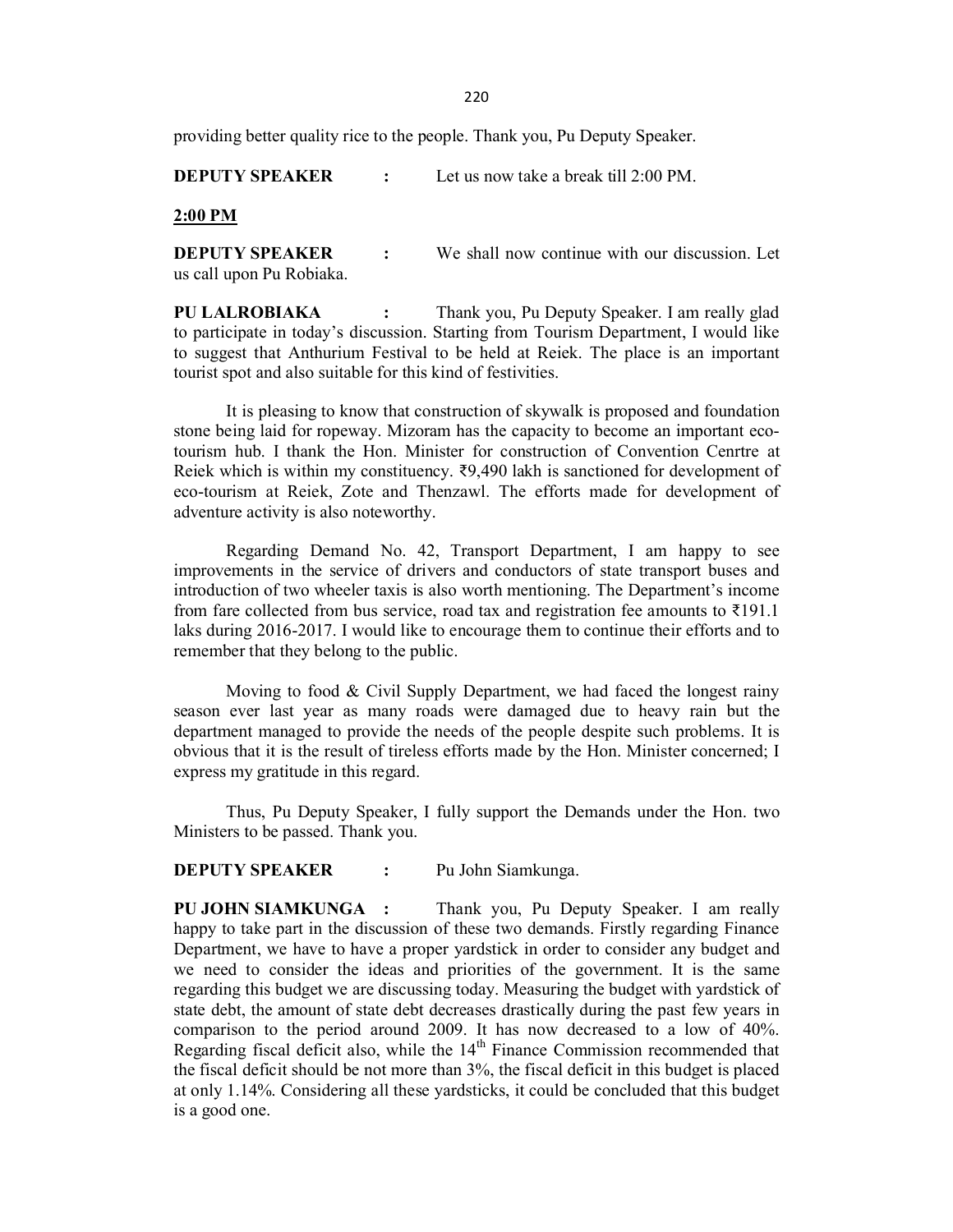providing better quality rice to the people. Thank you, Pu Deputy Speaker.

**DEPUTY SPEAKER :** Let us now take a break till 2:00 PM.

**2:00 PM**

**DEPUTY SPEAKER :** We shall now continue with our discussion. Let us call upon Pu Robiaka.

**PU LALROBIAKA :** Thank you, Pu Deputy Speaker. I am really glad to participate in today's discussion. Starting from Tourism Department, I would like to suggest that Anthurium Festival to be held at Reiek. The place is an important tourist spot and also suitable for this kind of festivities.

It is pleasing to know that construction of skywalk is proposed and foundation stone being laid for ropeway. Mizoram has the capacity to become an important eco-tourism hub. I thank the Hon. Minister for construction of Convention Cenrtre at Reiek which is within my constituency. ₹9,490 lakh is sanctioned for development of eco-tourism at Reiek, Zote and Thenzawl. The efforts made for development of adventure activity is also noteworthy.

Regarding Demand No. 42, Transport Department, I am happy to see improvements in the service of drivers and conductors of state transport buses and introduction of two wheeler taxis is also worth mentioning. The Department's income from fare collected from bus service, road tax and registration fee amounts to ₹191.1 laks during 2016-2017. I would like to encourage them to continue their efforts and to remember that they belong to the public.

Moving to food & Civil Supply Department, we had faced the longest rainy season ever last year as many roads were damaged due to heavy rain but the department managed to provide the needs of the people despite such problems. It is obvious that it is the result of tireless efforts made by the Hon. Minister concerned; I express my gratitude in this regard.

Thus, Pu Deputy Speaker, I fully support the Demands under the Hon. two Ministers to be passed. Thank you.

**DEPUTY SPEAKER :** Pu John Siamkunga.

**PU JOHN SIAMKUNGA :** Thank you, Pu Deputy Speaker. I am really happy to take part in the discussion of these two demands. Firstly regarding Finance Department, we have to have a proper yardstick in order to consider any budget and we need to consider the ideas and priorities of the government. It is the same regarding this budget we are discussing today. Measuring the budget with yardstick of state debt, the amount of state debt decreases drastically during the past few years in comparison to the period around 2009. It has now decreased to a low of 40%. Regarding fiscal deficit also, while the 14th Finance Commission recommended that the fiscal deficit should be not more than 3%, the fiscal deficit in this budget is placed at only 1.14%. Considering all these yardsticks, it could be concluded that this budget is a good one.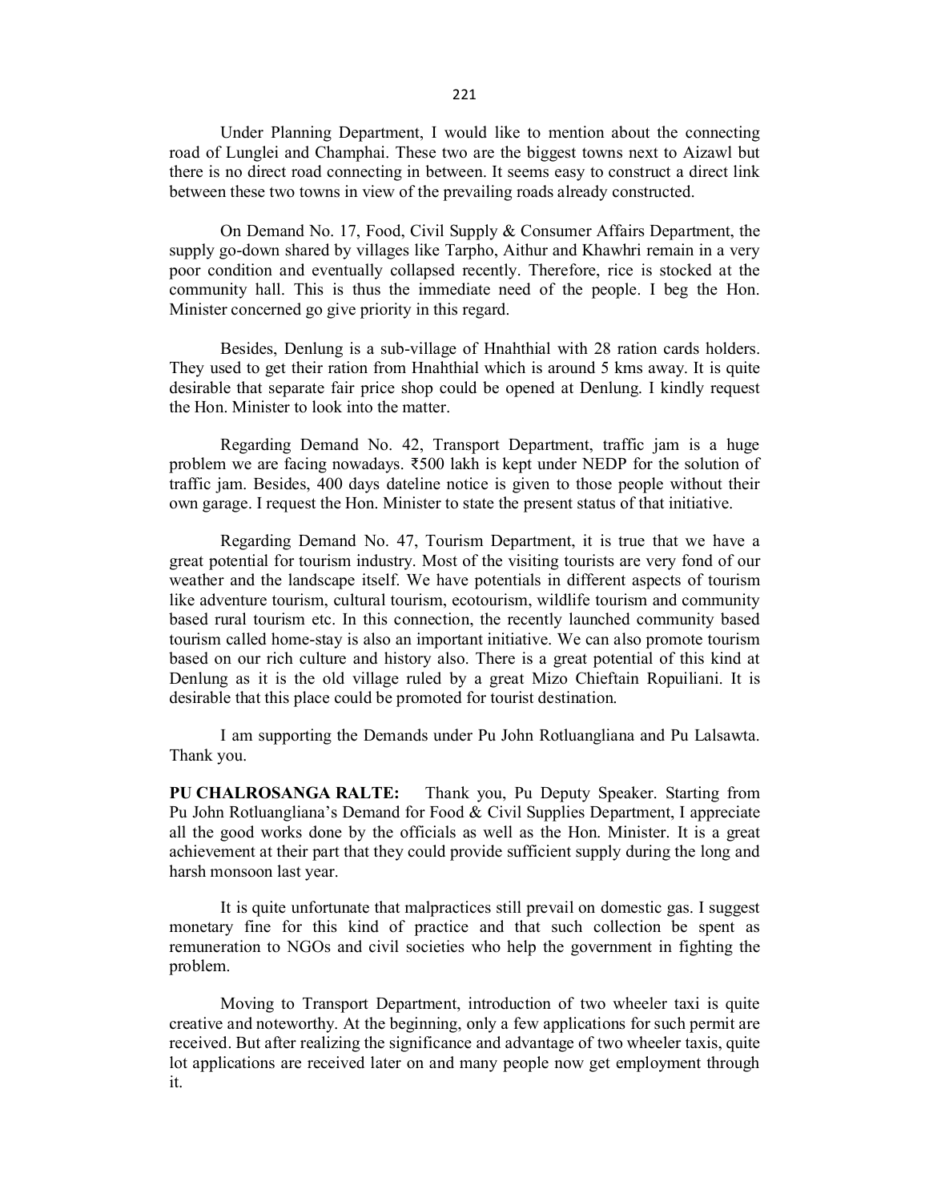Under Planning Department, I would like to mention about the connecting road of Lunglei and Champhai. These two are the biggest towns next to Aizawl but there is no direct road connecting in between. It seems easy to construct a direct link between these two towns in view of the prevailing roads already constructed.

On Demand No. 17, Food, Civil Supply & Consumer Affairs Department, the supply go-down shared by villages like Tarpho, Aithur and Khawhri remain in a very poor condition and eventually collapsed recently. Therefore, rice is stocked at the community hall. This is thus the immediate need of the people. I beg the Hon. Minister concerned go give priority in this regard.

Besides, Denlung is a sub-village of Hnahthial with 28 ration cards holders. They used to get their ration from Hnahthial which is around 5 kms away. It is quite desirable that separate fair price shop could be opened at Denlung. I kindly request the Hon. Minister to look into the matter.

Regarding Demand No. 42, Transport Department, traffic jam is a huge problem we are facing nowadays. ₹500 lakh is kept under NEDP for the solution of traffic jam. Besides, 400 days dateline notice is given to those people without their own garage. I request the Hon. Minister to state the present status of that initiative.

Regarding Demand No. 47, Tourism Department, it is true that we have a great potential for tourism industry. Most of the visiting tourists are very fond of our weather and the landscape itself. We have potentials in different aspects of tourism like adventure tourism, cultural tourism, ecotourism, wildlife tourism and community based rural tourism etc. In this connection, the recently launched community based tourism called home-stay is also an important initiative. We can also promote tourism based on our rich culture and history also. There is a great potential of this kind at Denlung as it is the old village ruled by a great Mizo Chieftain Ropuiliani. It is desirable that this place could be promoted for tourist destination.

I am supporting the Demands under Pu John Rotluangliana and Pu Lalsawta. Thank you.

**PU CHALROSANGA RALTE:** Thank you, Pu Deputy Speaker. Starting from Pu John Rotluangliana's Demand for Food & Civil Supplies Department, I appreciate all the good works done by the officials as well as the Hon. Minister. It is a great achievement at their part that they could provide sufficient supply during the long and harsh monsoon last year.

It is quite unfortunate that malpractices still prevail on domestic gas. I suggest monetary fine for this kind of practice and that such collection be spent as remuneration to NGOs and civil societies who help the government in fighting the problem.

Moving to Transport Department, introduction of two wheeler taxi is quite creative and noteworthy. At the beginning, only a few applications for such permit are received. But after realizing the significance and advantage of two wheeler taxis, quite lot applications are received later on and many people now get employment through it.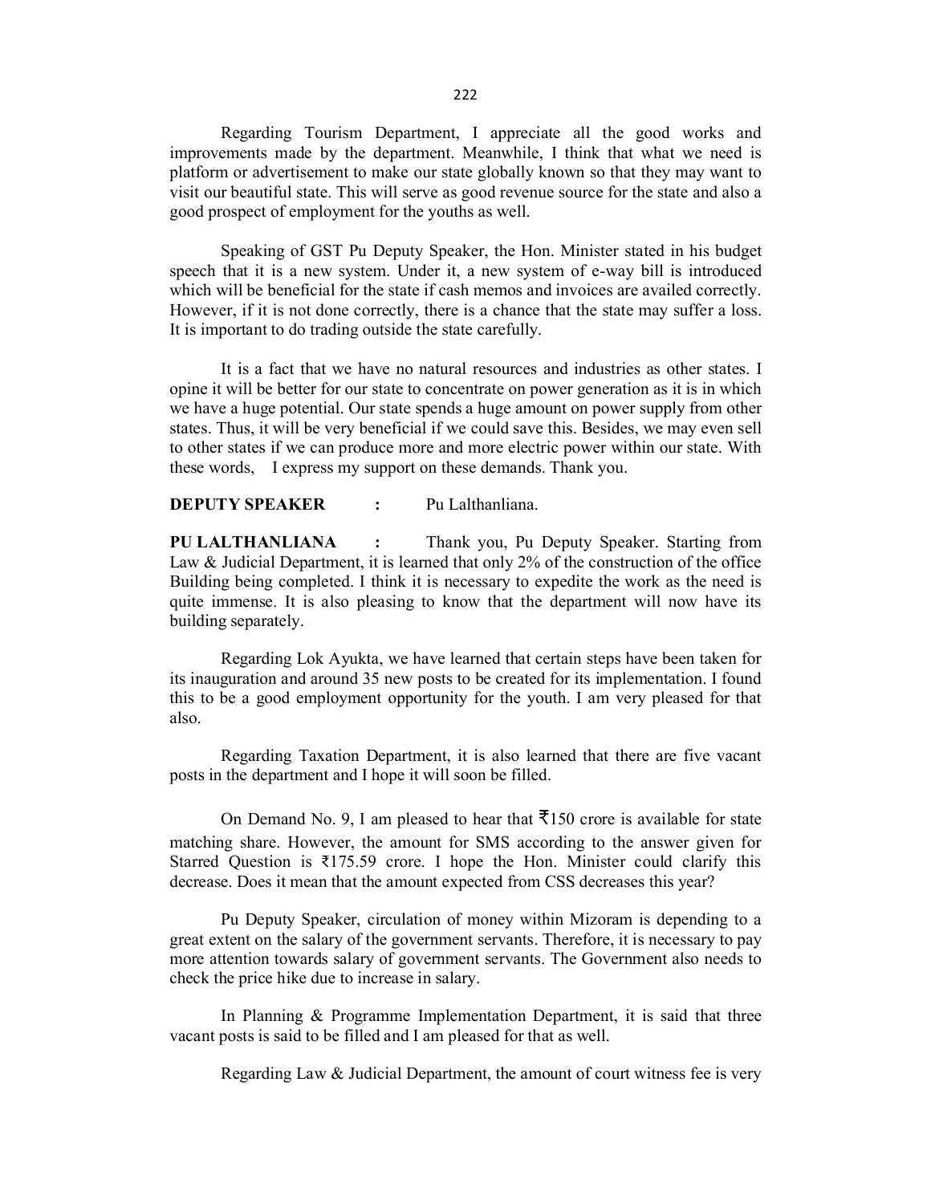Regarding Tourism Department, I appreciate all the good works and improvements made by the department. Meanwhile, I think that what we need is platform or advertisement to make our state globally known so that they may want to visit our beautiful state. This will serve as good revenue source for the state and also a good prospect of employment for the youths as well.

Speaking of GST Pu Deputy Speaker, the Hon. Minister stated in his budget speech that it is a new system. Under it, a new system of e-way bill is introduced which will be beneficial for the state if cash memos and invoices are availed correctly. However, if it is not done correctly, there is a chance that the state may suffer a loss. It is important to do trading outside the state carefully.

It is a fact that we have no natural resources and industries as other states. I opine it will be better for our state to concentrate on power generation as it is in which we have a huge potential. Our state spends a huge amount on power supply from other states. Thus, it will be very beneficial if we could save this. Besides, we may even sell to other states if we can produce more and more electric power within our state. With these words, I express my support on these demands. Thank you.

**DEPUTY SPEAKER :** Pu Lalthanliana.

**PU LALTHANLIANA :** Thank you, Pu Deputy Speaker. Starting from Law & Judicial Department, it is learned that only 2% of the construction of the office Building being completed. I think it is necessary to expedite the work as the need is quite immense. It is also pleasing to know that the department will now have its building separately.

Regarding Lok Ayukta, we have learned that certain steps have been taken for its inauguration and around 35 new posts to be created for its implementation. I found this to be a good employment opportunity for the youth. I am very pleased for that also.

Regarding Taxation Department, it is also learned that there are five vacant posts in the department and I hope it will soon be filled.

On Demand No. 9, I am pleased to hear that ₹150 crore is available for state matching share. However, the amount for SMS according to the answer given for Starred Question is ₹175.59 crore. I hope the Hon. Minister could clarify this decrease. Does it mean that the amount expected from CSS decreases this year?

Pu Deputy Speaker, circulation of money within Mizoram is depending to a great extent on the salary of the government servants. Therefore, it is necessary to pay more attention towards salary of government servants. The Government also needs to check the price hike due to increase in salary.

In Planning & Programme Implementation Department, it is said that three vacant posts is said to be filled and I am pleased for that as well.

Regarding Law & Judicial Department, the amount of court witness fee is very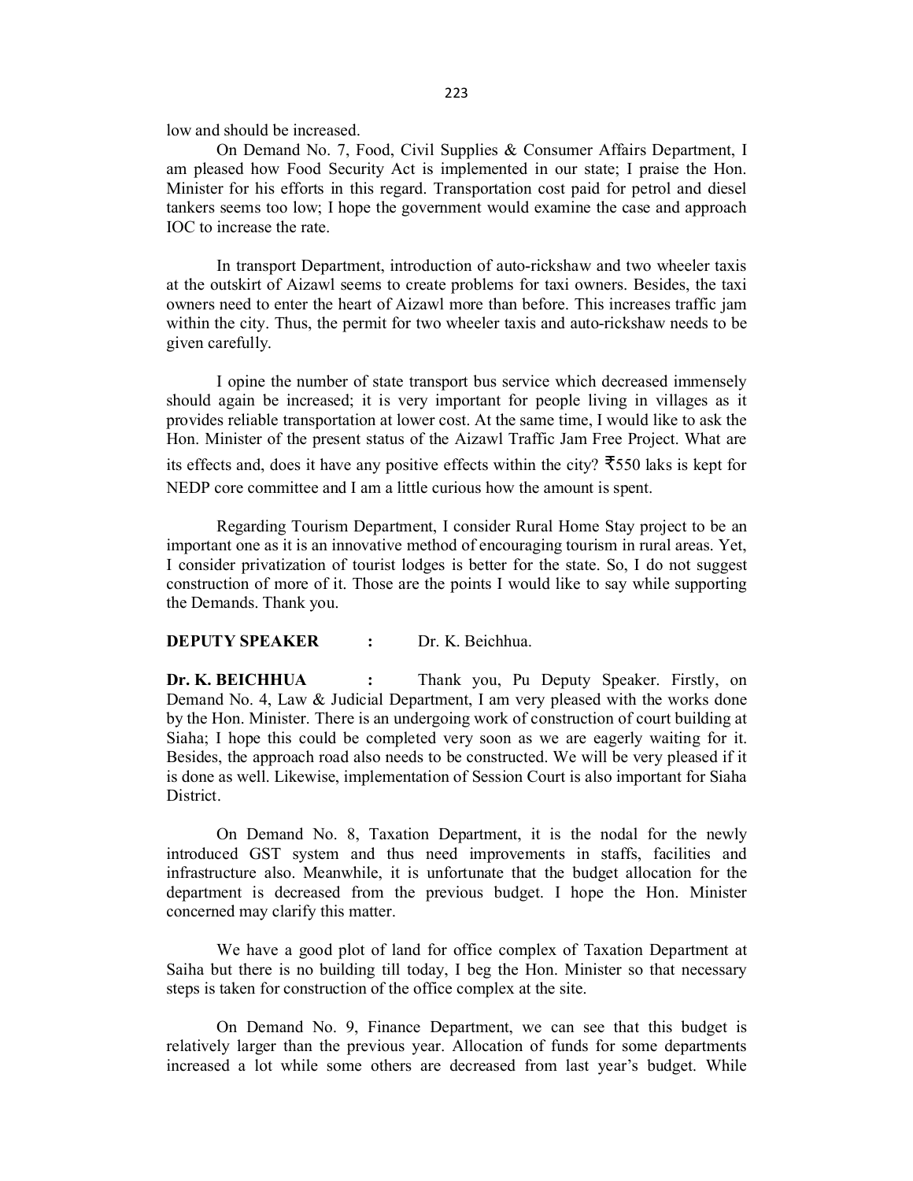low and should be increased.

On Demand No. 7, Food, Civil Supplies & Consumer Affairs Department, I am pleased how Food Security Act is implemented in our state; I praise the Hon. Minister for his efforts in this regard. Transportation cost paid for petrol and diesel tankers seems too low; I hope the government would examine the case and approach IOC to increase the rate.

In transport Department, introduction of auto-rickshaw and two wheeler taxis at the outskirt of Aizawl seems to create problems for taxi owners. Besides, the taxi owners need to enter the heart of Aizawl more than before. This increases traffic jam within the city. Thus, the permit for two wheeler taxis and auto-rickshaw needs to be given carefully.

I opine the number of state transport bus service which decreased immensely should again be increased; it is very important for people living in villages as it provides reliable transportation at lower cost. At the same time, I would like to ask the Hon. Minister of the present status of the Aizawl Traffic Jam Free Project. What are its effects and, does it have any positive effects within the city? ₹550 laks is kept for NEDP core committee and I am a little curious how the amount is spent.

Regarding Tourism Department, I consider Rural Home Stay project to be an important one as it is an innovative method of encouraging tourism in rural areas. Yet, I consider privatization of tourist lodges is better for the state. So, I do not suggest construction of more of it. Those are the points I would like to say while supporting the Demands. Thank you.

**DEPUTY SPEAKER** : Dr. K. Beichhua.

**Dr. K. BEICHHUA** : Thank you, Pu Deputy Speaker. Firstly, on Demand No. 4, Law & Judicial Department, I am very pleased with the works done by the Hon. Minister. There is an undergoing work of construction of court building at Siaha; I hope this could be completed very soon as we are eagerly waiting for it. Besides, the approach road also needs to be constructed. We will be very pleased if it is done as well. Likewise, implementation of Session Court is also important for Siaha District.

On Demand No. 8, Taxation Department, it is the nodal for the newly introduced GST system and thus need improvements in staffs, facilities and infrastructure also. Meanwhile, it is unfortunate that the budget allocation for the department is decreased from the previous budget. I hope the Hon. Minister concerned may clarify this matter.

We have a good plot of land for office complex of Taxation Department at Saiha but there is no building till today, I beg the Hon. Minister so that necessary steps is taken for construction of the office complex at the site.

On Demand No. 9, Finance Department, we can see that this budget is relatively larger than the previous year. Allocation of funds for some departments increased a lot while some others are decreased from last year's budget. While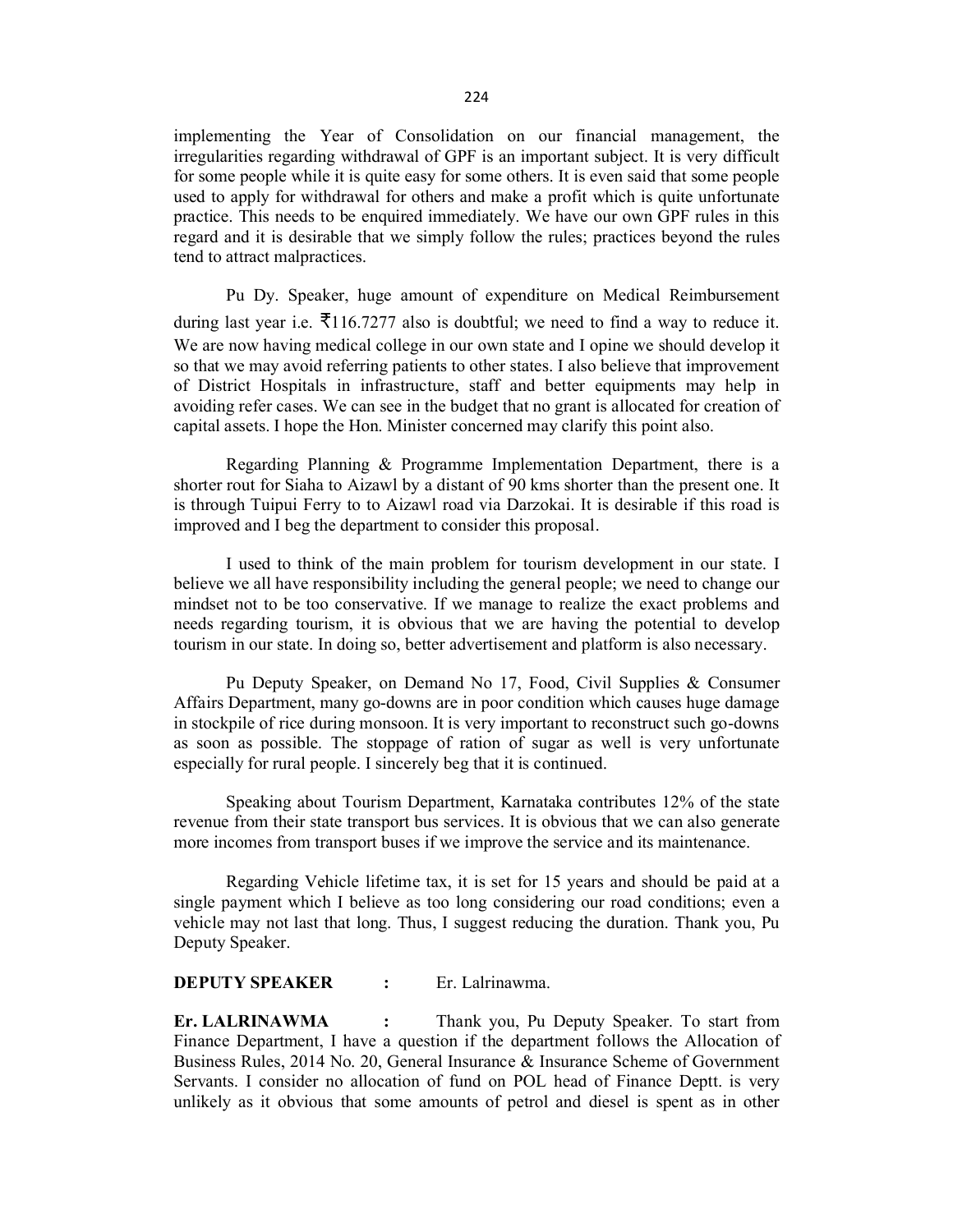implementing the Year of Consolidation on our financial management, the irregularities regarding withdrawal of GPF is an important subject. It is very difficult for some people while it is quite easy for some others. It is even said that some people used to apply for withdrawal for others and make a profit which is quite unfortunate practice. This needs to be enquired immediately. We have our own GPF rules in this regard and it is desirable that we simply follow the rules; practices beyond the rules tend to attract malpractices.

Pu Dy. Speaker, huge amount of expenditure on Medical Reimbursement during last year i.e. ₹116.7277 also is doubtful; we need to find a way to reduce it. We are now having medical college in our own state and I opine we should develop it so that we may avoid referring patients to other states. I also believe that improvement of District Hospitals in infrastructure, staff and better equipments may help in avoiding refer cases. We can see in the budget that no grant is allocated for creation of capital assets. I hope the Hon. Minister concerned may clarify this point also.

Regarding Planning & Programme Implementation Department, there is a shorter rout for Siaha to Aizawl by a distant of 90 kms shorter than the present one. It is through Tuipui Ferry to to Aizawl road via Darzokai. It is desirable if this road is improved and I beg the department to consider this proposal.

I used to think of the main problem for tourism development in our state. I believe we all have responsibility including the general people; we need to change our mindset not to be too conservative. If we manage to realize the exact problems and needs regarding tourism, it is obvious that we are having the potential to develop tourism in our state. In doing so, better advertisement and platform is also necessary.

Pu Deputy Speaker, on Demand No 17, Food, Civil Supplies & Consumer Affairs Department, many go-downs are in poor condition which causes huge damage in stockpile of rice during monsoon. It is very important to reconstruct such go-downs as soon as possible. The stoppage of ration of sugar as well is very unfortunate especially for rural people. I sincerely beg that it is continued.

Speaking about Tourism Department, Karnataka contributes 12% of the state revenue from their state transport bus services. It is obvious that we can also generate more incomes from transport buses if we improve the service and its maintenance.

Regarding Vehicle lifetime tax, it is set for 15 years and should be paid at a single payment which I believe as too long considering our road conditions; even a vehicle may not last that long. Thus, I suggest reducing the duration. Thank you, Pu Deputy Speaker.

**DEPUTY SPEAKER :** Er. Lalrinawma.

**Er. LALRINAWMA :** Thank you, Pu Deputy Speaker. To start from Finance Department, I have a question if the department follows the Allocation of Business Rules, 2014 No. 20, General Insurance & Insurance Scheme of Government Servants. I consider no allocation of fund on POL head of Finance Deptt. is very unlikely as it obvious that some amounts of petrol and diesel is spent as in other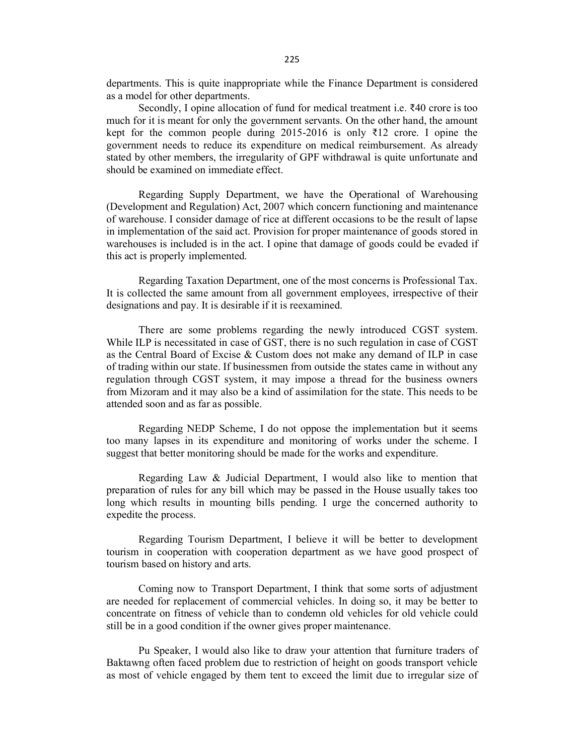departments. This is quite inappropriate while the Finance Department is considered as a model for other departments.

Secondly, I opine allocation of fund for medical treatment i.e. ₹40 crore is too much for it is meant for only the government servants. On the other hand, the amount kept for the common people during 2015-2016 is only ₹12 crore. I opine the government needs to reduce its expenditure on medical reimbursement. As already stated by other members, the irregularity of GPF withdrawal is quite unfortunate and should be examined on immediate effect.

Regarding Supply Department, we have the Operational of Warehousing (Development and Regulation) Act, 2007 which concern functioning and maintenance of warehouse. I consider damage of rice at different occasions to be the result of lapse in implementation of the said act. Provision for proper maintenance of goods stored in warehouses is included is in the act. I opine that damage of goods could be evaded if this act is properly implemented.

Regarding Taxation Department, one of the most concerns is Professional Tax. It is collected the same amount from all government employees, irrespective of their designations and pay. It is desirable if it is reexamined.

There are some problems regarding the newly introduced CGST system. While ILP is necessitated in case of GST, there is no such regulation in case of CGST as the Central Board of Excise & Custom does not make any demand of ILP in case of trading within our state. If businessmen from outside the states came in without any regulation through CGST system, it may impose a thread for the business owners from Mizoram and it may also be a kind of assimilation for the state. This needs to be attended soon and as far as possible.

Regarding NEDP Scheme, I do not oppose the implementation but it seems too many lapses in its expenditure and monitoring of works under the scheme. I suggest that better monitoring should be made for the works and expenditure.

Regarding Law & Judicial Department, I would also like to mention that preparation of rules for any bill which may be passed in the House usually takes too long which results in mounting bills pending. I urge the concerned authority to expedite the process.

Regarding Tourism Department, I believe it will be better to development tourism in cooperation with cooperation department as we have good prospect of tourism based on history and arts.

Coming now to Transport Department, I think that some sorts of adjustment are needed for replacement of commercial vehicles. In doing so, it may be better to concentrate on fitness of vehicle than to condemn old vehicles for old vehicle could still be in a good condition if the owner gives proper maintenance.

Pu Speaker, I would also like to draw your attention that furniture traders of Baktawng often faced problem due to restriction of height on goods transport vehicle as most of vehicle engaged by them tent to exceed the limit due to irregular size of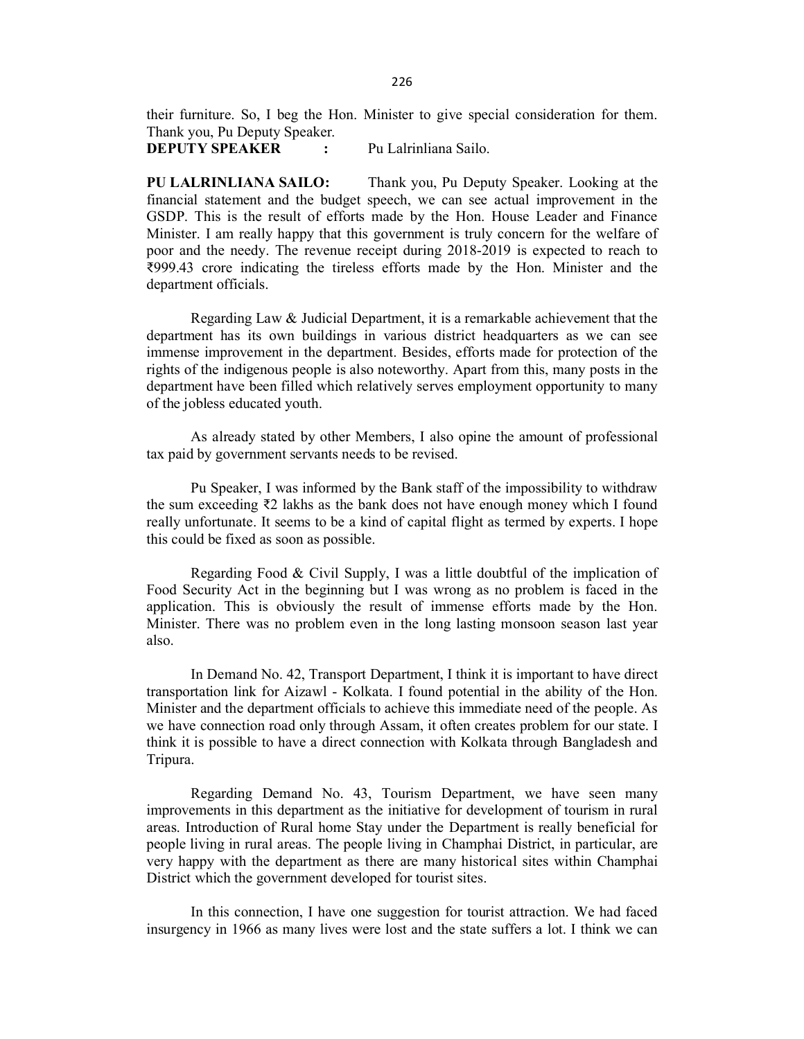their furniture. So, I beg the Hon. Minister to give special consideration for them. Thank you, Pu Deputy Speaker.

**DEPUTY SPEAKER :** Pu Lalrinliana Sailo.

**PU LALRINLIANA SAILO:** Thank you, Pu Deputy Speaker. Looking at the financial statement and the budget speech, we can see actual improvement in the GSDP. This is the result of efforts made by the Hon. House Leader and Finance Minister. I am really happy that this government is truly concern for the welfare of poor and the needy. The revenue receipt during 2018-2019 is expected to reach to ₹999.43 crore indicating the tireless efforts made by the Hon. Minister and the department officials.

Regarding Law & Judicial Department, it is a remarkable achievement that the department has its own buildings in various district headquarters as we can see immense improvement in the department. Besides, efforts made for protection of the rights of the indigenous people is also noteworthy. Apart from this, many posts in the department have been filled which relatively serves employment opportunity to many of the jobless educated youth.

As already stated by other Members, I also opine the amount of professional tax paid by government servants needs to be revised.

Pu Speaker, I was informed by the Bank staff of the impossibility to withdraw the sum exceeding ₹2 lakhs as the bank does not have enough money which I found really unfortunate. It seems to be a kind of capital flight as termed by experts. I hope this could be fixed as soon as possible.

Regarding Food & Civil Supply, I was a little doubtful of the implication of Food Security Act in the beginning but I was wrong as no problem is faced in the application. This is obviously the result of immense efforts made by the Hon. Minister. There was no problem even in the long lasting monsoon season last year also.

In Demand No. 42, Transport Department, I think it is important to have direct transportation link for Aizawl - Kolkata. I found potential in the ability of the Hon. Minister and the department officials to achieve this immediate need of the people. As we have connection road only through Assam, it often creates problem for our state. I think it is possible to have a direct connection with Kolkata through Bangladesh and Tripura.

Regarding Demand No. 43, Tourism Department, we have seen many improvements in this department as the initiative for development of tourism in rural areas. Introduction of Rural home Stay under the Department is really beneficial for people living in rural areas. The people living in Champhai District, in particular, are very happy with the department as there are many historical sites within Champhai District which the government developed for tourist sites.

In this connection, I have one suggestion for tourist attraction. We had faced insurgency in 1966 as many lives were lost and the state suffers a lot. I think we can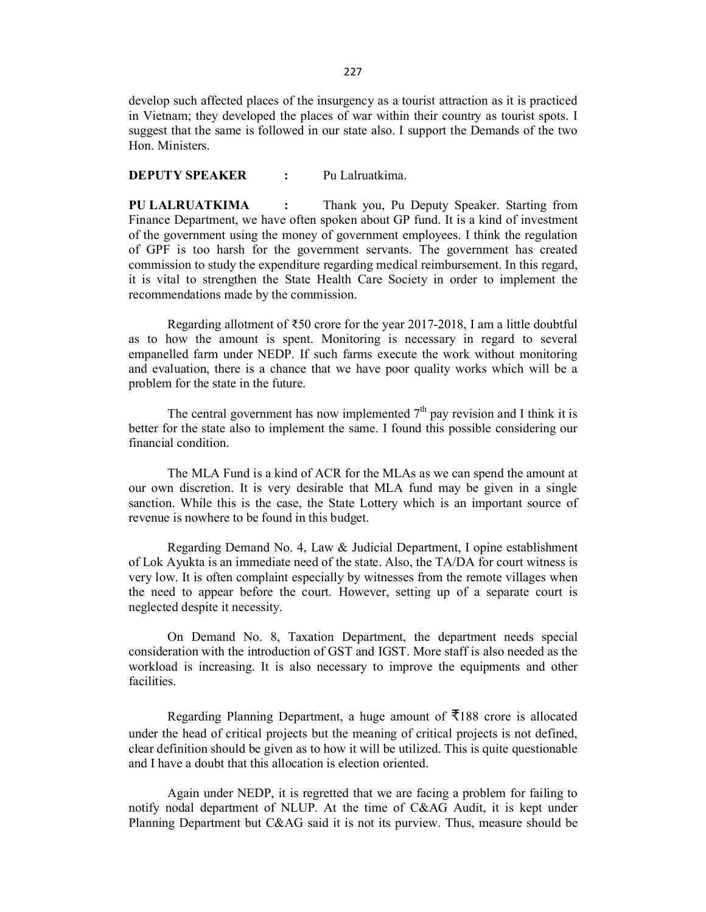develop such affected places of the insurgency as a tourist attraction as it is practiced in Vietnam; they developed the places of war within their country as tourist spots. I suggest that the same is followed in our state also. I support the Demands of the two Hon. Ministers.

**DEPUTY SPEAKER :** Pu Lalruatkima.

**PU LALRUATKIMA :** Thank you, Pu Deputy Speaker. Starting from Finance Department, we have often spoken about GP fund. It is a kind of investment of the government using the money of government employees. I think the regulation of GPF is too harsh for the government servants. The government has created commission to study the expenditure regarding medical reimbursement. In this regard, it is vital to strengthen the State Health Care Society in order to implement the recommendations made by the commission.

Regarding allotment of ₹50 crore for the year 2017-2018, I am a little doubtful as to how the amount is spent. Monitoring is necessary in regard to several empanelled farm under NEDP. If such farms execute the work without monitoring and evaluation, there is a chance that we have poor quality works which will be a problem for the state in the future.

The central government has now implemented 7th pay revision and I think it is better for the state also to implement the same. I found this possible considering our financial condition.

The MLA Fund is a kind of ACR for the MLAs as we can spend the amount at our own discretion. It is very desirable that MLA fund may be given in a single sanction. While this is the case, the State Lottery which is an important source of revenue is nowhere to be found in this budget.

Regarding Demand No. 4, Law & Judicial Department, I opine establishment of Lok Ayukta is an immediate need of the state. Also, the TA/DA for court witness is very low. It is often complaint especially by witnesses from the remote villages when the need to appear before the court. However, setting up of a separate court is neglected despite it necessity.

On Demand No. 8, Taxation Department, the department needs special consideration with the introduction of GST and IGST. More staff is also needed as the workload is increasing. It is also necessary to improve the equipments and other facilities.

Regarding Planning Department, a huge amount of ₹188 crore is allocated under the head of critical projects but the meaning of critical projects is not defined, clear definition should be given as to how it will be utilized. This is quite questionable and I have a doubt that this allocation is election oriented.

Again under NEDP, it is regretted that we are facing a problem for failing to notify nodal department of NLUP. At the time of C&AG Audit, it is kept under Planning Department but C&AG said it is not its purview. Thus, measure should be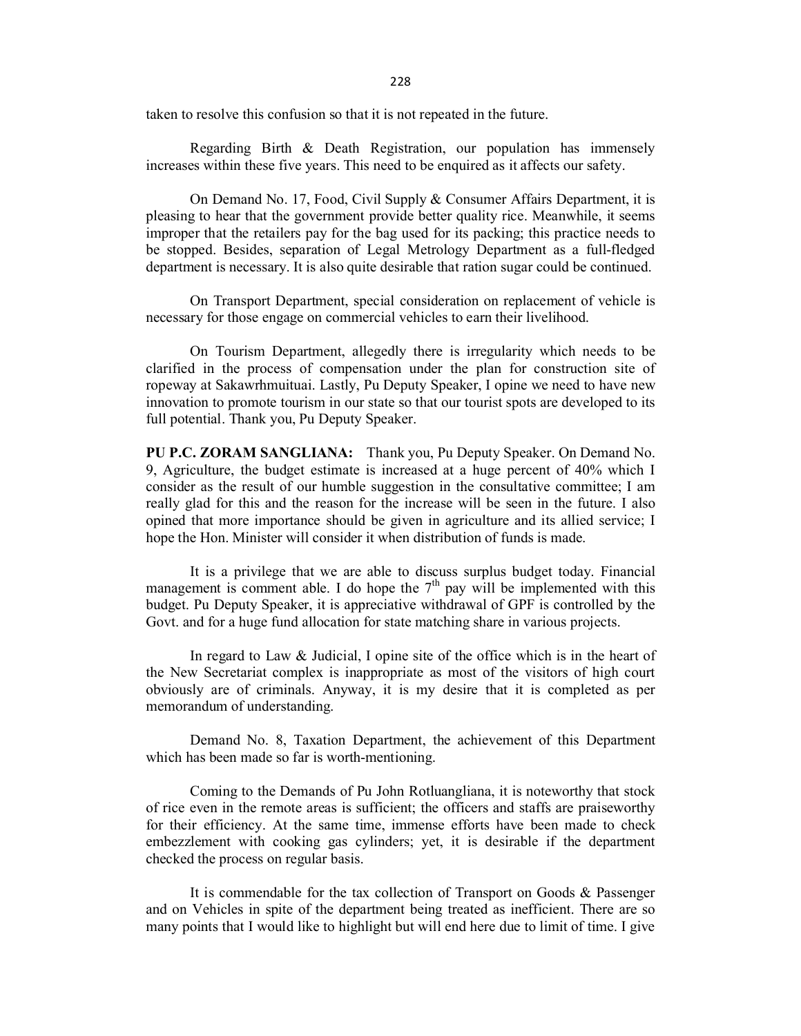taken to resolve this confusion so that it is not repeated in the future.

Regarding Birth & Death Registration, our population has immensely increases within these five years. This need to be enquired as it affects our safety.

On Demand No. 17, Food, Civil Supply & Consumer Affairs Department, it is pleasing to hear that the government provide better quality rice. Meanwhile, it seems improper that the retailers pay for the bag used for its packing; this practice needs to be stopped. Besides, separation of Legal Metrology Department as a full-fledged department is necessary. It is also quite desirable that ration sugar could be continued.

On Transport Department, special consideration on replacement of vehicle is necessary for those engage on commercial vehicles to earn their livelihood.

On Tourism Department, allegedly there is irregularity which needs to be clarified in the process of compensation under the plan for construction site of ropeway at Sakawrhmuituai. Lastly, Pu Deputy Speaker, I opine we need to have new innovation to promote tourism in our state so that our tourist spots are developed to its full potential. Thank you, Pu Deputy Speaker.

**PU P.C. ZORAM SANGLIANA:** Thank you, Pu Deputy Speaker. On Demand No. 9, Agriculture, the budget estimate is increased at a huge percent of 40% which I consider as the result of our humble suggestion in the consultative committee; I am really glad for this and the reason for the increase will be seen in the future. I also opined that more importance should be given in agriculture and its allied service; I hope the Hon. Minister will consider it when distribution of funds is made.

It is a privilege that we are able to discuss surplus budget today. Financial management is comment able. I do hope the 7th pay will be implemented with this budget. Pu Deputy Speaker, it is appreciative withdrawal of GPF is controlled by the Govt. and for a huge fund allocation for state matching share in various projects.

In regard to Law & Judicial, I opine site of the office which is in the heart of the New Secretariat complex is inappropriate as most of the visitors of high court obviously are of criminals. Anyway, it is my desire that it is completed as per memorandum of understanding.

Demand No. 8, Taxation Department, the achievement of this Department which has been made so far is worth-mentioning.

Coming to the Demands of Pu John Rotluangliana, it is noteworthy that stock of rice even in the remote areas is sufficient; the officers and staffs are praiseworthy for their efficiency. At the same time, immense efforts have been made to check embezzlement with cooking gas cylinders; yet, it is desirable if the department checked the process on regular basis.

It is commendable for the tax collection of Transport on Goods & Passenger and on Vehicles in spite of the department being treated as inefficient. There are so many points that I would like to highlight but will end here due to limit of time. I give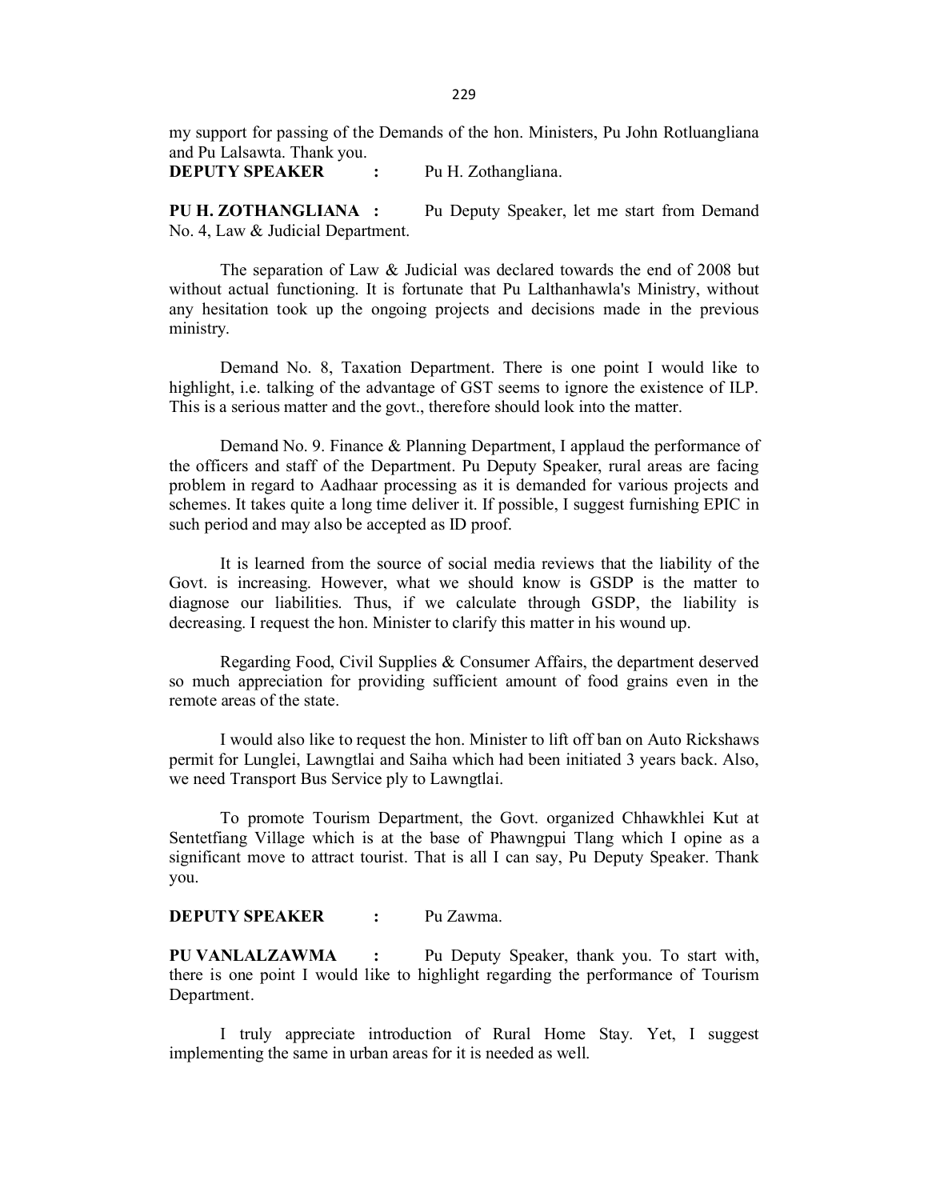my support for passing of the Demands of the hon. Ministers, Pu John Rotluangliana and Pu Lalsawta. Thank you.

**DEPUTY SPEAKER :** Pu H. Zothangliana.

**PU H. ZOTHANGLIANA :** Pu Deputy Speaker, let me start from Demand No. 4, Law & Judicial Department.

The separation of Law & Judicial was declared towards the end of 2008 but without actual functioning. It is fortunate that Pu Lalthanhawla's Ministry, without any hesitation took up the ongoing projects and decisions made in the previous ministry.

Demand No. 8, Taxation Department. There is one point I would like to highlight, i.e. talking of the advantage of GST seems to ignore the existence of ILP. This is a serious matter and the govt., therefore should look into the matter.

Demand No. 9. Finance & Planning Department, I applaud the performance of the officers and staff of the Department. Pu Deputy Speaker, rural areas are facing problem in regard to Aadhaar processing as it is demanded for various projects and schemes. It takes quite a long time deliver it. If possible, I suggest furnishing EPIC in such period and may also be accepted as ID proof.

It is learned from the source of social media reviews that the liability of the Govt. is increasing. However, what we should know is GSDP is the matter to diagnose our liabilities. Thus, if we calculate through GSDP, the liability is decreasing. I request the hon. Minister to clarify this matter in his wound up.

Regarding Food, Civil Supplies & Consumer Affairs, the department deserved so much appreciation for providing sufficient amount of food grains even in the remote areas of the state.

I would also like to request the hon. Minister to lift off ban on Auto Rickshaws permit for Lunglei, Lawngtlai and Saiha which had been initiated 3 years back. Also, we need Transport Bus Service ply to Lawngtlai.

To promote Tourism Department, the Govt. organized Chhawkhlei Kut at Sentetfiang Village which is at the base of Phawngpui Tlang which I opine as a significant move to attract tourist. That is all I can say, Pu Deputy Speaker. Thank you.

**DEPUTY SPEAKER :** Pu Zawma.

**PU VANLALZAWMA :** Pu Deputy Speaker, thank you. To start with, there is one point I would like to highlight regarding the performance of Tourism Department.

I truly appreciate introduction of Rural Home Stay. Yet, I suggest implementing the same in urban areas for it is needed as well.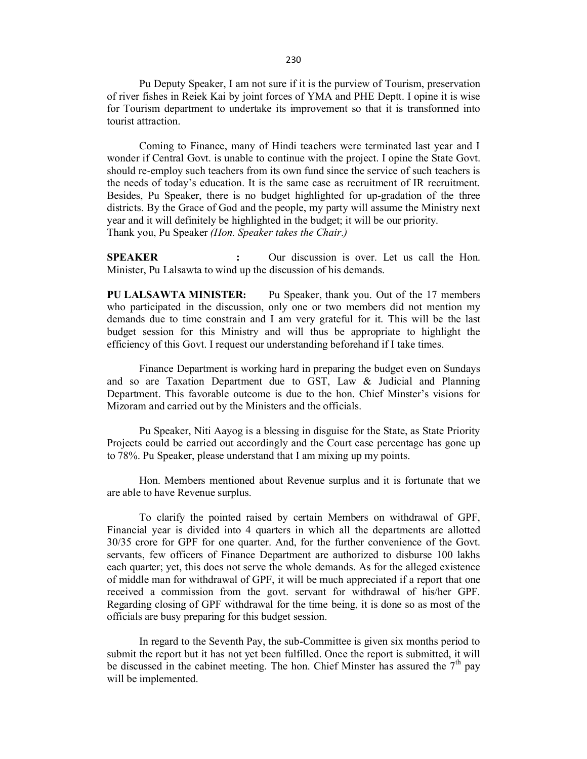Pu Deputy Speaker, I am not sure if it is the purview of Tourism, preservation of river fishes in Reiek Kai by joint forces of YMA and PHE Deptt. I opine it is wise for Tourism department to undertake its improvement so that it is transformed into tourist attraction.

Coming to Finance, many of Hindi teachers were terminated last year and I wonder if Central Govt. is unable to continue with the project. I opine the State Govt. should re-employ such teachers from its own fund since the service of such teachers is the needs of today's education. It is the same case as recruitment of IR recruitment. Besides, Pu Speaker, there is no budget highlighted for up-gradation of the three districts. By the Grace of God and the people, my party will assume the Ministry next year and it will definitely be highlighted in the budget; it will be our priority.
Thank you, Pu Speaker *(Hon. Speaker takes the Chair.)*

**SPEAKER :** Our discussion is over. Let us call the Hon. Minister, Pu Lalsawta to wind up the discussion of his demands.

**PU LALSAWTA MINISTER:** Pu Speaker, thank you. Out of the 17 members who participated in the discussion, only one or two members did not mention my demands due to time constrain and I am very grateful for it. This will be the last budget session for this Ministry and will thus be appropriate to highlight the efficiency of this Govt. I request our understanding beforehand if I take times.

Finance Department is working hard in preparing the budget even on Sundays and so are Taxation Department due to GST, Law & Judicial and Planning Department. This favorable outcome is due to the hon. Chief Minster's visions for Mizoram and carried out by the Ministers and the officials.

Pu Speaker, Niti Aayog is a blessing in disguise for the State, as State Priority Projects could be carried out accordingly and the Court case percentage has gone up to 78%. Pu Speaker, please understand that I am mixing up my points.

Hon. Members mentioned about Revenue surplus and it is fortunate that we are able to have Revenue surplus.

To clarify the pointed raised by certain Members on withdrawal of GPF, Financial year is divided into 4 quarters in which all the departments are allotted 30/35 crore for GPF for one quarter. And, for the further convenience of the Govt. servants, few officers of Finance Department are authorized to disburse 100 lakhs each quarter; yet, this does not serve the whole demands. As for the alleged existence of middle man for withdrawal of GPF, it will be much appreciated if a report that one received a commission from the govt. servant for withdrawal of his/her GPF. Regarding closing of GPF withdrawal for the time being, it is done so as most of the officials are busy preparing for this budget session.

In regard to the Seventh Pay, the sub-Committee is given six months period to submit the report but it has not yet been fulfilled. Once the report is submitted, it will be discussed in the cabinet meeting. The hon. Chief Minster has assured the 7th pay will be implemented.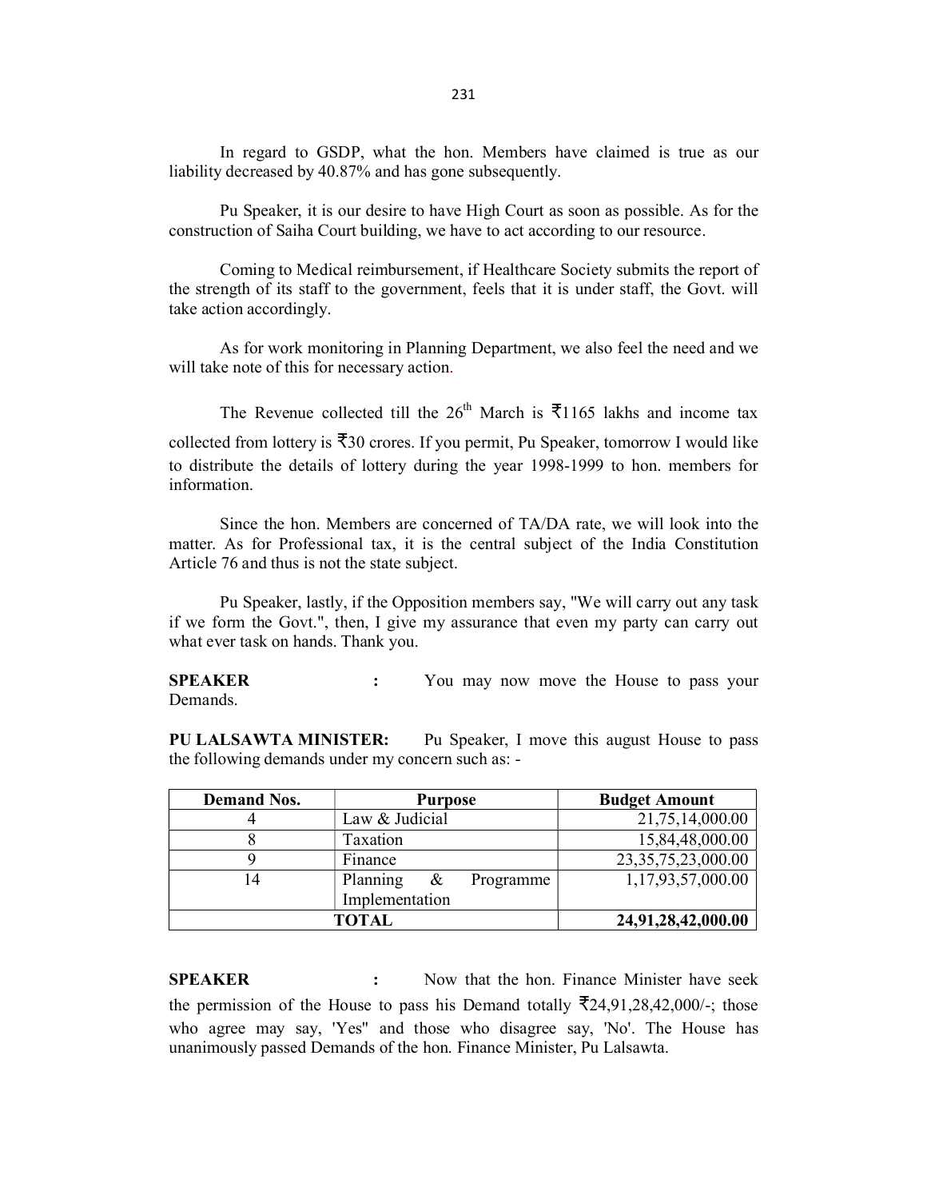In regard to GSDP, what the hon. Members have claimed is true as our liability decreased by 40.87% and has gone subsequently.

Pu Speaker, it is our desire to have High Court as soon as possible. As for the construction of Saiha Court building, we have to act according to our resource.

Coming to Medical reimbursement, if Healthcare Society submits the report of the strength of its staff to the government, feels that it is under staff, the Govt. will take action accordingly.

As for work monitoring in Planning Department, we also feel the need and we will take note of this for necessary action.

The Revenue collected till the 26th March is ₹1165 lakhs and income tax collected from lottery is ₹30 crores. If you permit, Pu Speaker, tomorrow I would like to distribute the details of lottery during the year 1998-1999 to hon. members for information.

Since the hon. Members are concerned of TA/DA rate, we will look into the matter. As for Professional tax, it is the central subject of the India Constitution Article 76 and thus is not the state subject.

Pu Speaker, lastly, if the Opposition members say, "We will carry out any task if we form the Govt.", then, I give my assurance that even my party can carry out what ever task on hands. Thank you.

**SPEAKER** : You may now move the House to pass your Demands.

**PU LALSAWTA MINISTER:** Pu Speaker, I move this august House to pass the following demands under my concern such as: -

| Demand Nos. | Purpose | Budget Amount |
|---|---|---|
| 4 | Law & Judicial | 21,75,14,000.00 |
| 8 | Taxation | 15,84,48,000.00 |
| 9 | Finance | 23,35,75,23,000.00 |
| 14 | Planning & Programme Implementation | 1,17,93,57,000.00 |
| **TOTAL** | | **24,91,28,42,000.00** |

**SPEAKER** : Now that the hon. Finance Minister have seek the permission of the House to pass his Demand totally ₹24,91,28,42,000/-; those who agree may say, 'Yes" and those who disagree say, 'No'. The House has unanimously passed Demands of the hon. Finance Minister, Pu Lalsawta.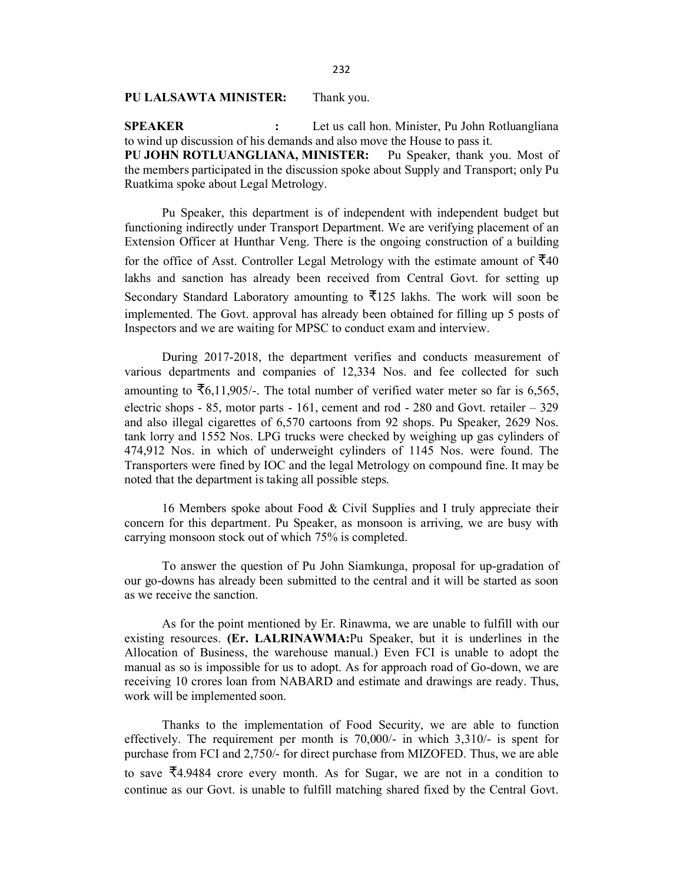**PU LALSAWTA MINISTER:** Thank you.

**SPEAKER :** Let us call hon. Minister, Pu John Rotluangliana to wind up discussion of his demands and also move the House to pass it.

**PU JOHN ROTLUANGLIANA, MINISTER:** Pu Speaker, thank you. Most of the members participated in the discussion spoke about Supply and Transport; only Pu Ruatkima spoke about Legal Metrology.

Pu Speaker, this department is of independent with independent budget but functioning indirectly under Transport Department. We are verifying placement of an Extension Officer at Hunthar Veng. There is the ongoing construction of a building for the office of Asst. Controller Legal Metrology with the estimate amount of ₹40 lakhs and sanction has already been received from Central Govt. for setting up Secondary Standard Laboratory amounting to ₹125 lakhs. The work will soon be implemented. The Govt. approval has already been obtained for filling up 5 posts of Inspectors and we are waiting for MPSC to conduct exam and interview.

During 2017-2018, the department verifies and conducts measurement of various departments and companies of 12,334 Nos. and fee collected for such amounting to ₹6,11,905/-. The total number of verified water meter so far is 6,565, electric shops - 85, motor parts - 161, cement and rod - 280 and Govt. retailer – 329 and also illegal cigarettes of 6,570 cartoons from 92 shops. Pu Speaker, 2629 Nos. tank lorry and 1552 Nos. LPG trucks were checked by weighing up gas cylinders of 474,912 Nos. in which of underweight cylinders of 1145 Nos. were found. The Transporters were fined by IOC and the legal Metrology on compound fine. It may be noted that the department is taking all possible steps.

16 Members spoke about Food & Civil Supplies and I truly appreciate their concern for this department. Pu Speaker, as monsoon is arriving, we are busy with carrying monsoon stock out of which 75% is completed.

To answer the question of Pu John Siamkunga, proposal for up-gradation of our go-downs has already been submitted to the central and it will be started as soon as we receive the sanction.

As for the point mentioned by Er. Rinawma, we are unable to fulfill with our existing resources. **(Er. LALRINAWMA:**Pu Speaker, but it is underlines in the Allocation of Business, the warehouse manual.) Even FCI is unable to adopt the manual as so is impossible for us to adopt. As for approach road of Go-down, we are receiving 10 crores loan from NABARD and estimate and drawings are ready. Thus, work will be implemented soon.

Thanks to the implementation of Food Security, we are able to function effectively. The requirement per month is 70,000/- in which 3,310/- is spent for purchase from FCI and 2,750/- for direct purchase from MIZOFED. Thus, we are able to save ₹4.9484 crore every month. As for Sugar, we are not in a condition to continue as our Govt. is unable to fulfill matching shared fixed by the Central Govt.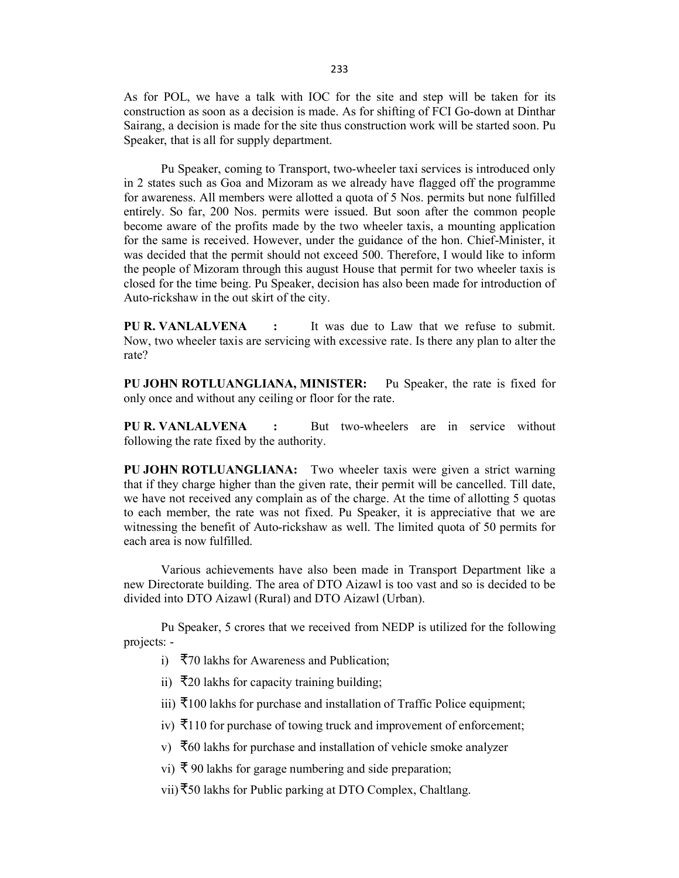As for POL, we have a talk with IOC for the site and step will be taken for its construction as soon as a decision is made. As for shifting of FCI Go-down at Dinthar Sairang, a decision is made for the site thus construction work will be started soon. Pu Speaker, that is all for supply department.

Pu Speaker, coming to Transport, two-wheeler taxi services is introduced only in 2 states such as Goa and Mizoram as we already have flagged off the programme for awareness. All members were allotted a quota of 5 Nos. permits but none fulfilled entirely. So far, 200 Nos. permits were issued. But soon after the common people become aware of the profits made by the two wheeler taxis, a mounting application for the same is received. However, under the guidance of the hon. Chief-Minister, it was decided that the permit should not exceed 500. Therefore, I would like to inform the people of Mizoram through this august House that permit for two wheeler taxis is closed for the time being. Pu Speaker, decision has also been made for introduction of Auto-rickshaw in the out skirt of the city.

**PU R. VANLALVENA :** It was due to Law that we refuse to submit. Now, two wheeler taxis are servicing with excessive rate. Is there any plan to alter the rate?

**PU JOHN ROTLUANGLIANA, MINISTER:** Pu Speaker, the rate is fixed for only once and without any ceiling or floor for the rate.

**PU R. VANLALVENA :** But two-wheelers are in service without following the rate fixed by the authority.

**PU JOHN ROTLUANGLIANA:** Two wheeler taxis were given a strict warning that if they charge higher than the given rate, their permit will be cancelled. Till date, we have not received any complain as of the charge. At the time of allotting 5 quotas to each member, the rate was not fixed. Pu Speaker, it is appreciative that we are witnessing the benefit of Auto-rickshaw as well. The limited quota of 50 permits for each area is now fulfilled.

Various achievements have also been made in Transport Department like a new Directorate building. The area of DTO Aizawl is too vast and so is decided to be divided into DTO Aizawl (Rural) and DTO Aizawl (Urban).

Pu Speaker, 5 crores that we received from NEDP is utilized for the following projects: -

i) ₹70 lakhs for Awareness and Publication;

ii) ₹20 lakhs for capacity training building;

iii) ₹100 lakhs for purchase and installation of Traffic Police equipment;

iv) ₹110 for purchase of towing truck and improvement of enforcement;

v) ₹60 lakhs for purchase and installation of vehicle smoke analyzer

vi) ₹ 90 lakhs for garage numbering and side preparation;

vii) ₹50 lakhs for Public parking at DTO Complex, Chaltlang.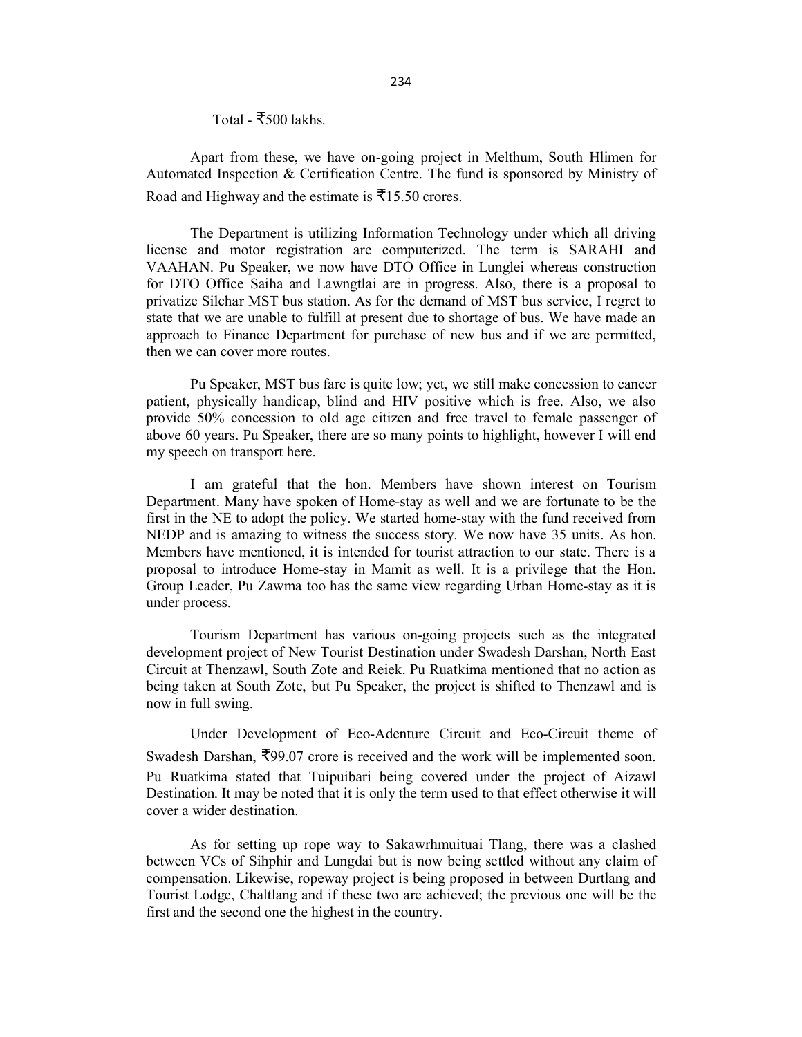Total - ₹500 lakhs.

Apart from these, we have on-going project in Melthum, South Hlimen for Automated Inspection & Certification Centre. The fund is sponsored by Ministry of Road and Highway and the estimate is ₹15.50 crores.

The Department is utilizing Information Technology under which all driving license and motor registration are computerized. The term is SARAHI and VAAHAN. Pu Speaker, we now have DTO Office in Lunglei whereas construction for DTO Office Saiha and Lawngtlai are in progress. Also, there is a proposal to privatize Silchar MST bus station. As for the demand of MST bus service, I regret to state that we are unable to fulfill at present due to shortage of bus. We have made an approach to Finance Department for purchase of new bus and if we are permitted, then we can cover more routes.

Pu Speaker, MST bus fare is quite low; yet, we still make concession to cancer patient, physically handicap, blind and HIV positive which is free. Also, we also provide 50% concession to old age citizen and free travel to female passenger of above 60 years. Pu Speaker, there are so many points to highlight, however I will end my speech on transport here.

I am grateful that the hon. Members have shown interest on Tourism Department. Many have spoken of Home-stay as well and we are fortunate to be the first in the NE to adopt the policy. We started home-stay with the fund received from NEDP and is amazing to witness the success story. We now have 35 units. As hon. Members have mentioned, it is intended for tourist attraction to our state. There is a proposal to introduce Home-stay in Mamit as well. It is a privilege that the Hon. Group Leader, Pu Zawma too has the same view regarding Urban Home-stay as it is under process.

Tourism Department has various on-going projects such as the integrated development project of New Tourist Destination under Swadesh Darshan, North East Circuit at Thenzawl, South Zote and Reiek. Pu Ruatkima mentioned that no action as being taken at South Zote, but Pu Speaker, the project is shifted to Thenzawl and is now in full swing.

Under Development of Eco-Adenture Circuit and Eco-Circuit theme of Swadesh Darshan, ₹99.07 crore is received and the work will be implemented soon. Pu Ruatkima stated that Tuipuibari being covered under the project of Aizawl Destination. It may be noted that it is only the term used to that effect otherwise it will cover a wider destination.

As for setting up rope way to Sakawrhmuituai Tlang, there was a clashed between VCs of Sihphir and Lungdai but is now being settled without any claim of compensation. Likewise, ropeway project is being proposed in between Durtlang and Tourist Lodge, Chaltlang and if these two are achieved; the previous one will be the first and the second one the highest in the country.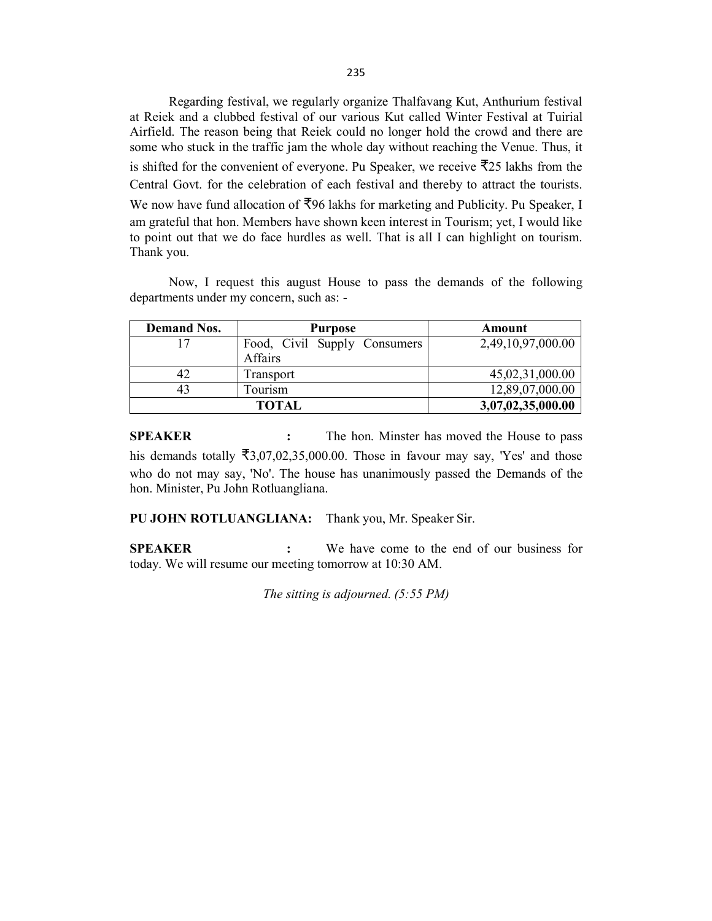Regarding festival, we regularly organize Thalfavang Kut, Anthurium festival at Reiek and a clubbed festival of our various Kut called Winter Festival at Tuirial Airfield. The reason being that Reiek could no longer hold the crowd and there are some who stuck in the traffic jam the whole day without reaching the Venue. Thus, it is shifted for the convenient of everyone. Pu Speaker, we receive ₹25 lakhs from the Central Govt. for the celebration of each festival and thereby to attract the tourists. We now have fund allocation of ₹96 lakhs for marketing and Publicity. Pu Speaker, I am grateful that hon. Members have shown keen interest in Tourism; yet, I would like to point out that we do face hurdles as well. That is all I can highlight on tourism. Thank you.

Now, I request this august House to pass the demands of the following departments under my concern, such as: -

| Demand Nos. | Purpose | Amount |
|---|---|---|
| 17 | Food, Civil Supply Consumers Affairs | 2,49,10,97,000.00 |
| 42 | Transport | 45,02,31,000.00 |
| 43 | Tourism | 12,89,07,000.00 |
| **TOTAL** | | **3,07,02,35,000.00** |

**SPEAKER :** The hon. Minster has moved the House to pass his demands totally ₹3,07,02,35,000.00. Those in favour may say, 'Yes' and those who do not may say, 'No'. The house has unanimously passed the Demands of the hon. Minister, Pu John Rotluangliana.

**PU JOHN ROTLUANGLIANA:** Thank you, Mr. Speaker Sir.

**SPEAKER :** We have come to the end of our business for today. We will resume our meeting tomorrow at 10:30 AM.

*The sitting is adjourned. (5:55 PM)*